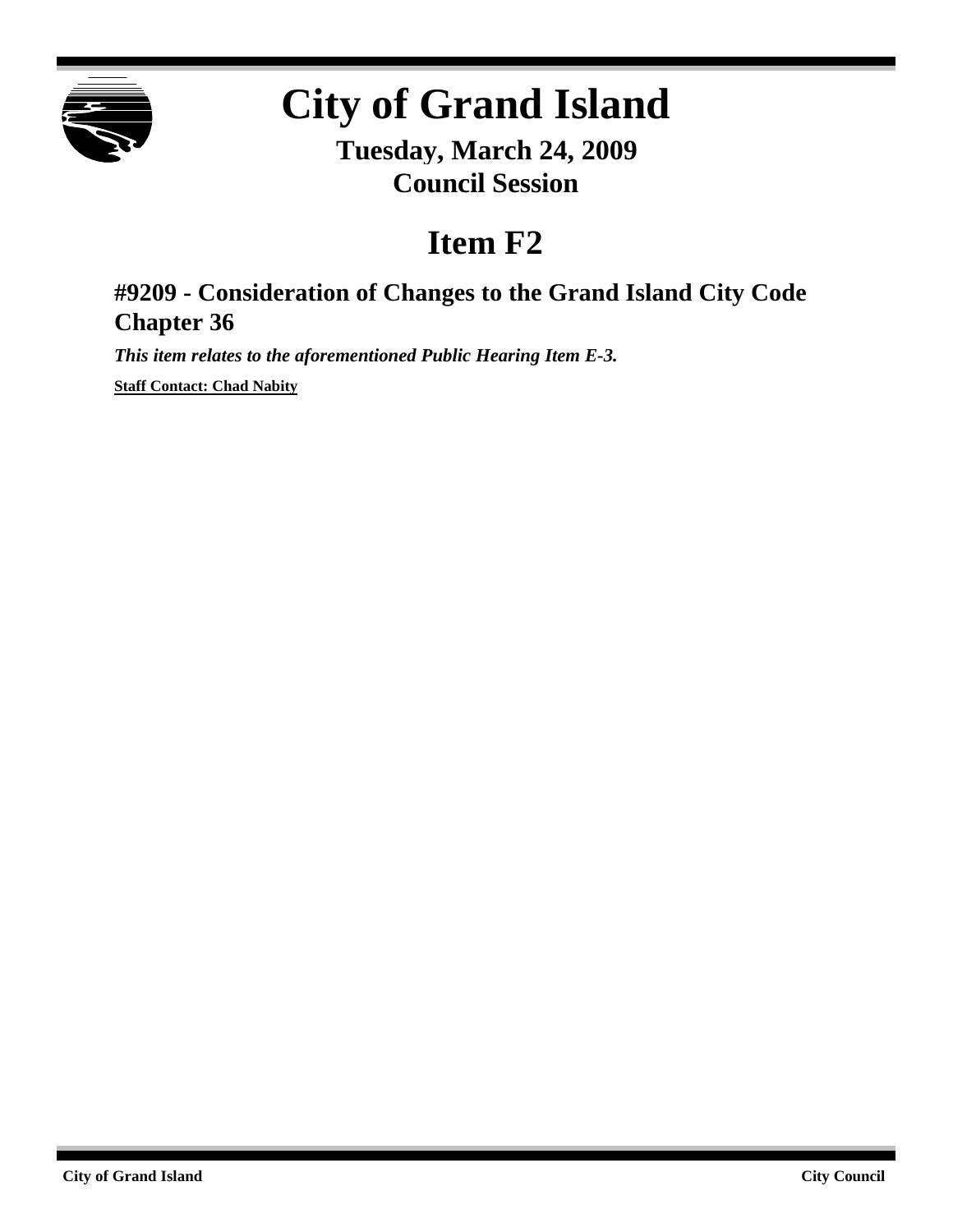# City of Grand Island

**Tuesday, March 24, 2009**
**Council Session**

## Item F2

### #9209 - Consideration of Changes to the Grand Island City Code Chapter 36

***This item relates to the aforementioned Public Hearing Item E-3.***

**Staff Contact: Chad Nabity**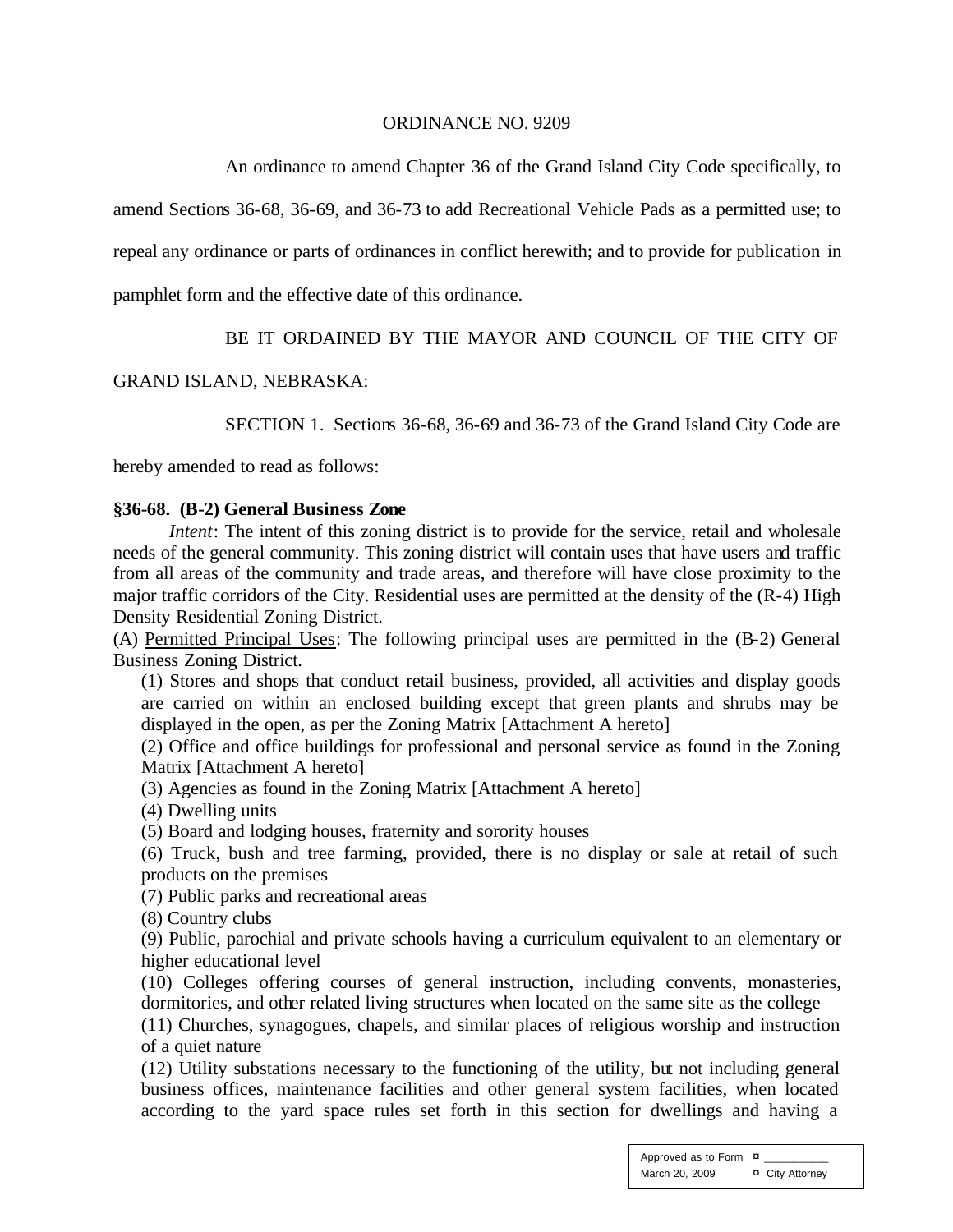ORDINANCE NO. 9209

An ordinance to amend Chapter 36 of the Grand Island City Code specifically, to amend Sections 36-68, 36-69, and 36-73 to add Recreational Vehicle Pads as a permitted use; to repeal any ordinance or parts of ordinances in conflict herewith; and to provide for publication in pamphlet form and the effective date of this ordinance.

BE IT ORDAINED BY THE MAYOR AND COUNCIL OF THE CITY OF GRAND ISLAND, NEBRASKA:

SECTION 1. Sections 36-68, 36-69 and 36-73 of the Grand Island City Code are hereby amended to read as follows:

**§36-68. (B-2) General Business Zone**

*Intent*: The intent of this zoning district is to provide for the service, retail and wholesale needs of the general community. This zoning district will contain uses that have users and traffic from all areas of the community and trade areas, and therefore will have close proximity to the major traffic corridors of the City. Residential uses are permitted at the density of the (R-4) High Density Residential Zoning District.

(A) Permitted Principal Uses: The following principal uses are permitted in the (B-2) General Business Zoning District.

(1) Stores and shops that conduct retail business, provided, all activities and display goods are carried on within an enclosed building except that green plants and shrubs may be displayed in the open, as per the Zoning Matrix [Attachment A hereto]

(2) Office and office buildings for professional and personal service as found in the Zoning Matrix [Attachment A hereto]

(3) Agencies as found in the Zoning Matrix [Attachment A hereto]

(4) Dwelling units

(5) Board and lodging houses, fraternity and sorority houses

(6) Truck, bush and tree farming, provided, there is no display or sale at retail of such products on the premises

(7) Public parks and recreational areas

(8) Country clubs

(9) Public, parochial and private schools having a curriculum equivalent to an elementary or higher educational level

(10) Colleges offering courses of general instruction, including convents, monasteries, dormitories, and other related living structures when located on the same site as the college

(11) Churches, synagogues, chapels, and similar places of religious worship and instruction of a quiet nature

(12) Utility substations necessary to the functioning of the utility, but not including general business offices, maintenance facilities and other general system facilities, when located according to the yard space rules set forth in this section for dwellings and having a

Approved as to Form ¤ \_\_\_\_\_\_\_\_\_\_
March 20, 2009 ¤ City Attorney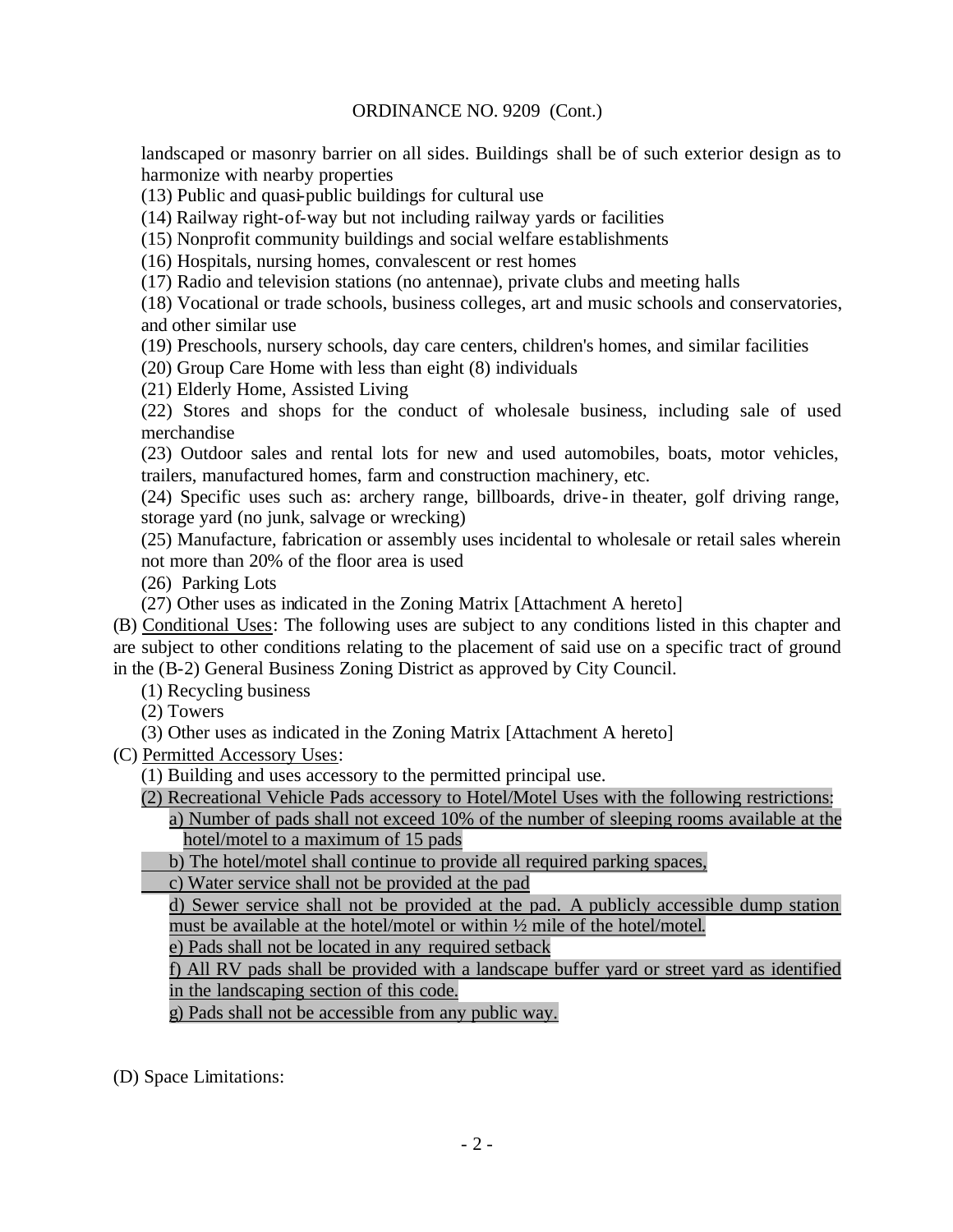landscaped or masonry barrier on all sides. Buildings shall be of such exterior design as to harmonize with nearby properties

(13) Public and quasi-public buildings for cultural use

(14) Railway right-of-way but not including railway yards or facilities

(15) Nonprofit community buildings and social welfare establishments

(16) Hospitals, nursing homes, convalescent or rest homes

(17) Radio and television stations (no antennae), private clubs and meeting halls

(18) Vocational or trade schools, business colleges, art and music schools and conservatories, and other similar use

(19) Preschools, nursery schools, day care centers, children's homes, and similar facilities

(20) Group Care Home with less than eight (8) individuals

(21) Elderly Home, Assisted Living

(22) Stores and shops for the conduct of wholesale business, including sale of used merchandise

(23) Outdoor sales and rental lots for new and used automobiles, boats, motor vehicles, trailers, manufactured homes, farm and construction machinery, etc.

(24) Specific uses such as: archery range, billboards, drive-in theater, golf driving range, storage yard (no junk, salvage or wrecking)

(25) Manufacture, fabrication or assembly uses incidental to wholesale or retail sales wherein not more than 20% of the floor area is used

(26) Parking Lots

(27) Other uses as indicated in the Zoning Matrix [Attachment A hereto]

(B) Conditional Uses: The following uses are subject to any conditions listed in this chapter and are subject to other conditions relating to the placement of said use on a specific tract of ground in the (B-2) General Business Zoning District as approved by City Council.

(1) Recycling business

(2) Towers

(3) Other uses as indicated in the Zoning Matrix [Attachment A hereto]

(C) Permitted Accessory Uses:

(1) Building and uses accessory to the permitted principal use.

(2) Recreational Vehicle Pads accessory to Hotel/Motel Uses with the following restrictions:

a) Number of pads shall not exceed 10% of the number of sleeping rooms available at the hotel/motel to a maximum of 15 pads

b) The hotel/motel shall continue to provide all required parking spaces,

c) Water service shall not be provided at the pad

d) Sewer service shall not be provided at the pad. A publicly accessible dump station must be available at the hotel/motel or within ½ mile of the hotel/motel.

e) Pads shall not be located in any required setback

f) All RV pads shall be provided with a landscape buffer yard or street yard as identified in the landscaping section of this code.

g) Pads shall not be accessible from any public way.

(D) Space Limitations: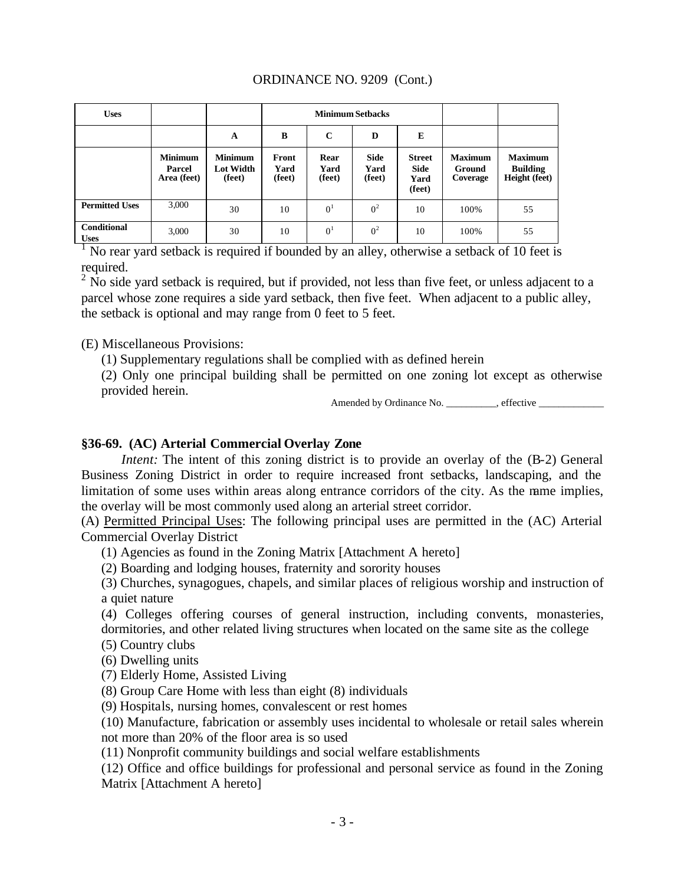ORDINANCE NO. 9209 (Cont.)

| Uses | | | Minimum Setbacks | | | | | |
|---|---|---|---|---|---|---|---|---|
| | | A | B | C | D | E | | |
| | Minimum Parcel Area (feet) | Minimum Lot Width (feet) | Front Yard (feet) | Rear Yard (feet) | Side Yard (feet) | Street Side Yard (feet) | Maximum Ground Coverage | Maximum Building Height (feet) |
| Permitted Uses | 3,000 | 30 | 10 | 0[1] | 0[2] | 10 | 100% | 55 |
| Conditional Uses | 3,000 | 30 | 10 | 0[1] | 0[2] | 10 | 100% | 55 |

[1] No rear yard setback is required if bounded by an alley, otherwise a setback of 10 feet is required.

[2] No side yard setback is required, but if provided, not less than five feet, or unless adjacent to a parcel whose zone requires a side yard setback, then five feet. When adjacent to a public alley, the setback is optional and may range from 0 feet to 5 feet.

(E) Miscellaneous Provisions:

(1) Supplementary regulations shall be complied with as defined herein

(2) Only one principal building shall be permitted on one zoning lot except as otherwise provided herein.

Amended by Ordinance No. __________, effective _____________

### §36-69. (AC) Arterial Commercial Overlay Zone

*Intent:* The intent of this zoning district is to provide an overlay of the (B-2) General Business Zoning District in order to require increased front setbacks, landscaping, and the limitation of some uses within areas along entrance corridors of the city. As the name implies, the overlay will be most commonly used along an arterial street corridor.

(A) Permitted Principal Uses: The following principal uses are permitted in the (AC) Arterial Commercial Overlay District

(1) Agencies as found in the Zoning Matrix [Attachment A hereto]

(2) Boarding and lodging houses, fraternity and sorority houses

(3) Churches, synagogues, chapels, and similar places of religious worship and instruction of a quiet nature

(4) Colleges offering courses of general instruction, including convents, monasteries, dormitories, and other related living structures when located on the same site as the college

(5) Country clubs

(6) Dwelling units

(7) Elderly Home, Assisted Living

(8) Group Care Home with less than eight (8) individuals

(9) Hospitals, nursing homes, convalescent or rest homes

(10) Manufacture, fabrication or assembly uses incidental to wholesale or retail sales wherein not more than 20% of the floor area is so used

(11) Nonprofit community buildings and social welfare establishments

(12) Office and office buildings for professional and personal service as found in the Zoning Matrix [Attachment A hereto]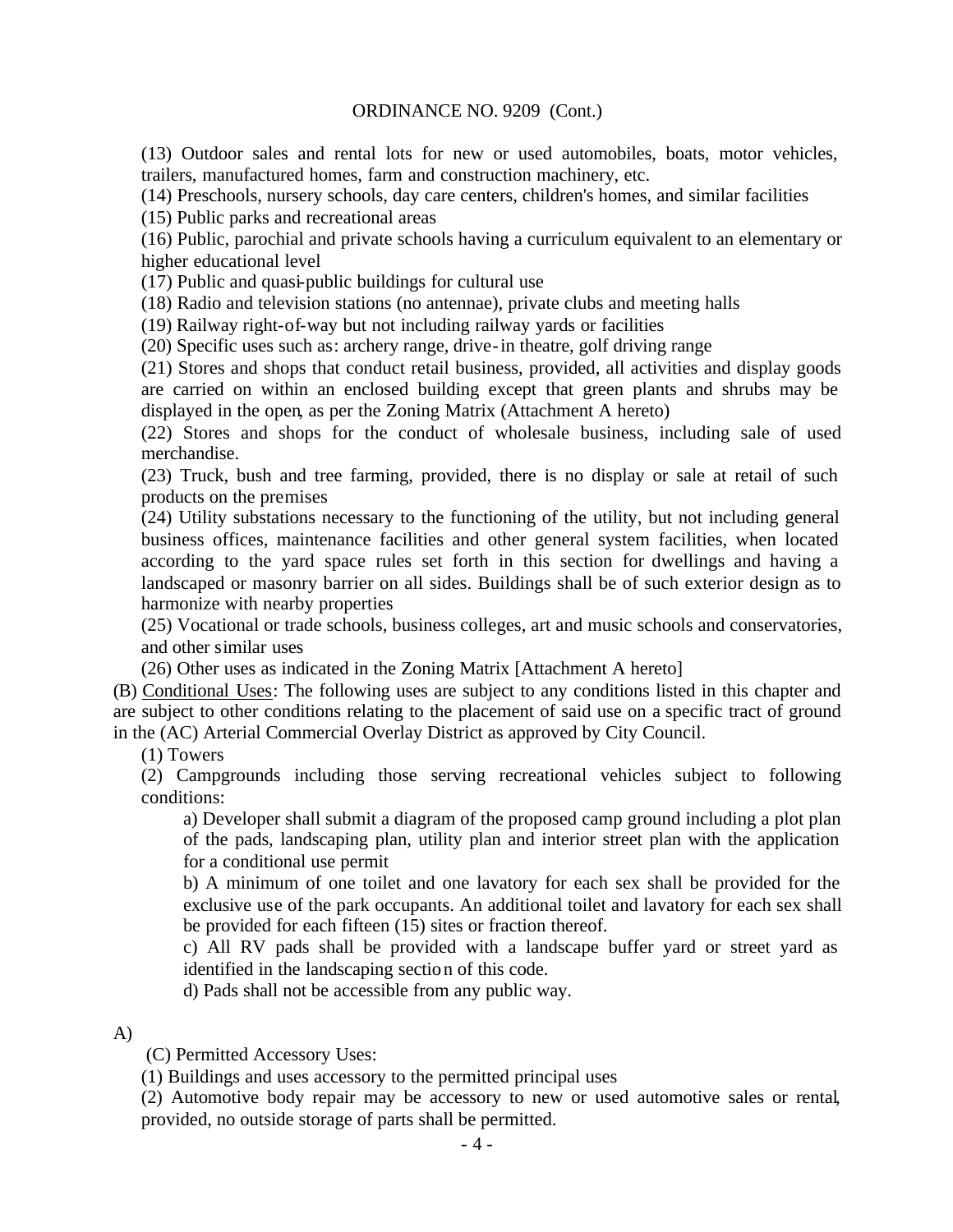(13) Outdoor sales and rental lots for new or used automobiles, boats, motor vehicles, trailers, manufactured homes, farm and construction machinery, etc.

(14) Preschools, nursery schools, day care centers, children's homes, and similar facilities

(15) Public parks and recreational areas

(16) Public, parochial and private schools having a curriculum equivalent to an elementary or higher educational level

(17) Public and quasi-public buildings for cultural use

(18) Radio and television stations (no antennae), private clubs and meeting halls

(19) Railway right-of-way but not including railway yards or facilities

(20) Specific uses such as: archery range, drive-in theatre, golf driving range

(21) Stores and shops that conduct retail business, provided, all activities and display goods are carried on within an enclosed building except that green plants and shrubs may be displayed in the open, as per the Zoning Matrix (Attachment A hereto)

(22) Stores and shops for the conduct of wholesale business, including sale of used merchandise.

(23) Truck, bush and tree farming, provided, there is no display or sale at retail of such products on the premises

(24) Utility substations necessary to the functioning of the utility, but not including general business offices, maintenance facilities and other general system facilities, when located according to the yard space rules set forth in this section for dwellings and having a landscaped or masonry barrier on all sides. Buildings shall be of such exterior design as to harmonize with nearby properties

(25) Vocational or trade schools, business colleges, art and music schools and conservatories, and other similar uses

(26) Other uses as indicated in the Zoning Matrix [Attachment A hereto]

(B) Conditional Uses: The following uses are subject to any conditions listed in this chapter and are subject to other conditions relating to the placement of said use on a specific tract of ground in the (AC) Arterial Commercial Overlay District as approved by City Council.

(1) Towers

(2) Campgrounds including those serving recreational vehicles subject to following conditions:

a) Developer shall submit a diagram of the proposed camp ground including a plot plan of the pads, landscaping plan, utility plan and interior street plan with the application for a conditional use permit

b) A minimum of one toilet and one lavatory for each sex shall be provided for the exclusive use of the park occupants. An additional toilet and lavatory for each sex shall be provided for each fifteen (15) sites or fraction thereof.

c) All RV pads shall be provided with a landscape buffer yard or street yard as identified in the landscaping section of this code.

d) Pads shall not be accessible from any public way.

A)

(C) Permitted Accessory Uses:

(1) Buildings and uses accessory to the permitted principal uses

(2) Automotive body repair may be accessory to new or used automotive sales or rental, provided, no outside storage of parts shall be permitted.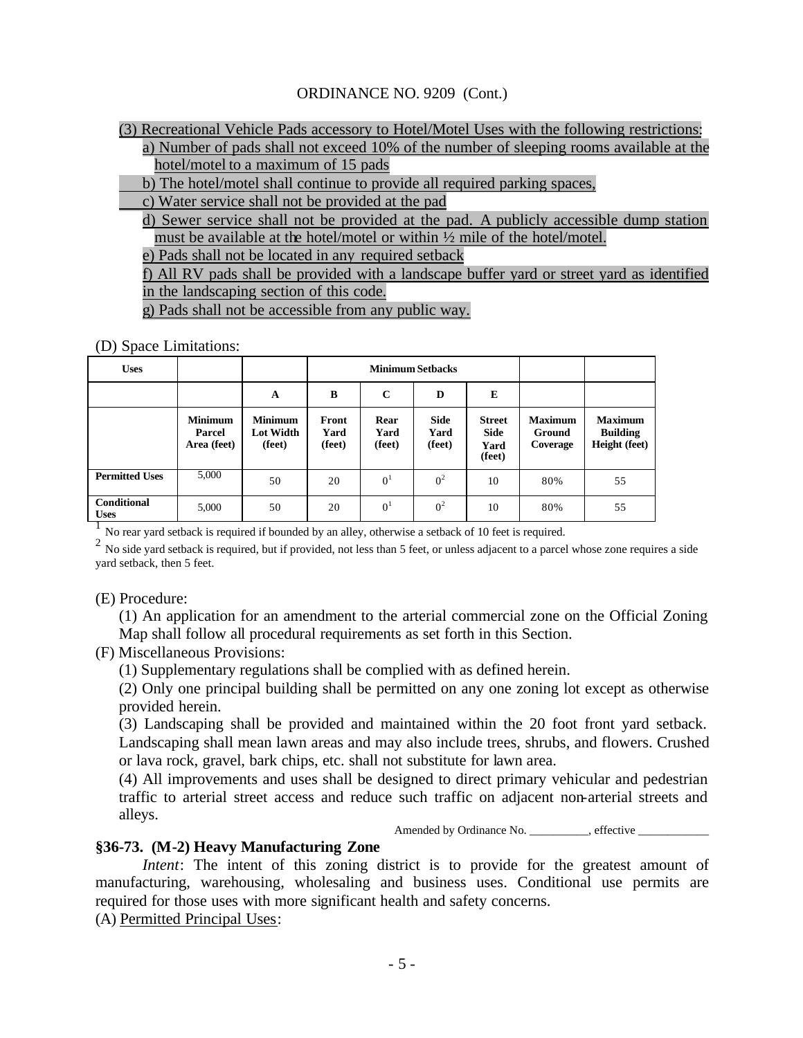ORDINANCE NO. 9209 (Cont.)

(3) Recreational Vehicle Pads accessory to Hotel/Motel Uses with the following restrictions:

a) Number of pads shall not exceed 10% of the number of sleeping rooms available at the hotel/motel to a maximum of 15 pads

b) The hotel/motel shall continue to provide all required parking spaces,

c) Water service shall not be provided at the pad

d) Sewer service shall not be provided at the pad. A publicly accessible dump station must be available at the hotel/motel or within ½ mile of the hotel/motel.

e) Pads shall not be located in any required setback

f) All RV pads shall be provided with a landscape buffer yard or street yard as identified in the landscaping section of this code.

g) Pads shall not be accessible from any public way.

(D) Space Limitations:

| Uses | | | Minimum Setbacks | | | | | |
|---|---|---|---|---|---|---|---|---|
| | | A | B | C | D | E | | |
| | Minimum Parcel Area (feet) | Minimum Lot Width (feet) | Front Yard (feet) | Rear Yard (feet) | Side Yard (feet) | Street Side Yard (feet) | Maximum Ground Coverage | Maximum Building Height (feet) |
| Permitted Uses | 5,000 | 50 | 20 | 0[1] | 0[2] | 10 | 80% | 55 |
| Conditional Uses | 5,000 | 50 | 20 | 0[1] | 0[2] | 10 | 80% | 55 |

[1] No rear yard setback is required if bounded by an alley, otherwise a setback of 10 feet is required.

[2] No side yard setback is required, but if provided, not less than 5 feet, or unless adjacent to a parcel whose zone requires a side yard setback, then 5 feet.

(E) Procedure:

(1) An application for an amendment to the arterial commercial zone on the Official Zoning Map shall follow all procedural requirements as set forth in this Section.

(F) Miscellaneous Provisions:

(1) Supplementary regulations shall be complied with as defined herein.

(2) Only one principal building shall be permitted on any one zoning lot except as otherwise provided herein.

(3) Landscaping shall be provided and maintained within the 20 foot front yard setback. Landscaping shall mean lawn areas and may also include trees, shrubs, and flowers. Crushed or lava rock, gravel, bark chips, etc. shall not substitute for lawn area.

(4) All improvements and uses shall be designed to direct primary vehicular and pedestrian traffic to arterial street access and reduce such traffic on adjacent non-arterial streets and alleys.

Amended by Ordinance No. __________, effective ____________

**§36-73. (M-2) Heavy Manufacturing Zone**

*Intent*: The intent of this zoning district is to provide for the greatest amount of manufacturing, warehousing, wholesaling and business uses. Conditional use permits are required for those uses with more significant health and safety concerns.

(A) Permitted Principal Uses: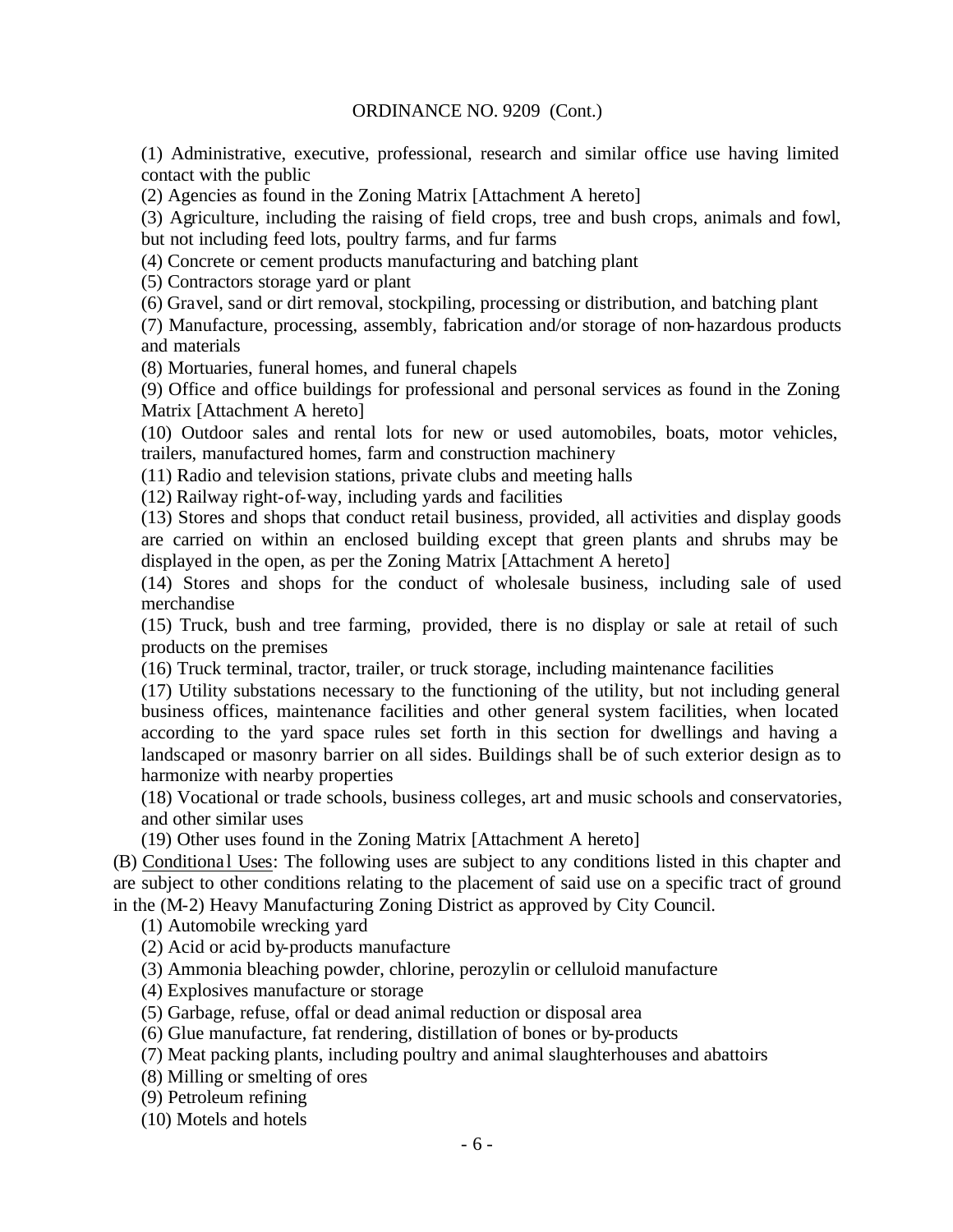ORDINANCE NO. 9209 (Cont.)

(1) Administrative, executive, professional, research and similar office use having limited contact with the public

(2) Agencies as found in the Zoning Matrix [Attachment A hereto]

(3) Agriculture, including the raising of field crops, tree and bush crops, animals and fowl, but not including feed lots, poultry farms, and fur farms

(4) Concrete or cement products manufacturing and batching plant

(5) Contractors storage yard or plant

(6) Gravel, sand or dirt removal, stockpiling, processing or distribution, and batching plant

(7) Manufacture, processing, assembly, fabrication and/or storage of non-hazardous products and materials

(8) Mortuaries, funeral homes, and funeral chapels

(9) Office and office buildings for professional and personal services as found in the Zoning Matrix [Attachment A hereto]

(10) Outdoor sales and rental lots for new or used automobiles, boats, motor vehicles, trailers, manufactured homes, farm and construction machinery

(11) Radio and television stations, private clubs and meeting halls

(12) Railway right-of-way, including yards and facilities

(13) Stores and shops that conduct retail business, provided, all activities and display goods are carried on within an enclosed building except that green plants and shrubs may be displayed in the open, as per the Zoning Matrix [Attachment A hereto]

(14) Stores and shops for the conduct of wholesale business, including sale of used merchandise

(15) Truck, bush and tree farming, provided, there is no display or sale at retail of such products on the premises

(16) Truck terminal, tractor, trailer, or truck storage, including maintenance facilities

(17) Utility substations necessary to the functioning of the utility, but not including general business offices, maintenance facilities and other general system facilities, when located according to the yard space rules set forth in this section for dwellings and having a landscaped or masonry barrier on all sides. Buildings shall be of such exterior design as to harmonize with nearby properties

(18) Vocational or trade schools, business colleges, art and music schools and conservatories, and other similar uses

(19) Other uses found in the Zoning Matrix [Attachment A hereto]

(B) Conditional Uses: The following uses are subject to any conditions listed in this chapter and are subject to other conditions relating to the placement of said use on a specific tract of ground in the (M-2) Heavy Manufacturing Zoning District as approved by City Council.

(1) Automobile wrecking yard

(2) Acid or acid by-products manufacture

(3) Ammonia bleaching powder, chlorine, perozylin or celluloid manufacture

(4) Explosives manufacture or storage

(5) Garbage, refuse, offal or dead animal reduction or disposal area

(6) Glue manufacture, fat rendering, distillation of bones or by-products

(7) Meat packing plants, including poultry and animal slaughterhouses and abattoirs

(8) Milling or smelting of ores

(9) Petroleum refining

(10) Motels and hotels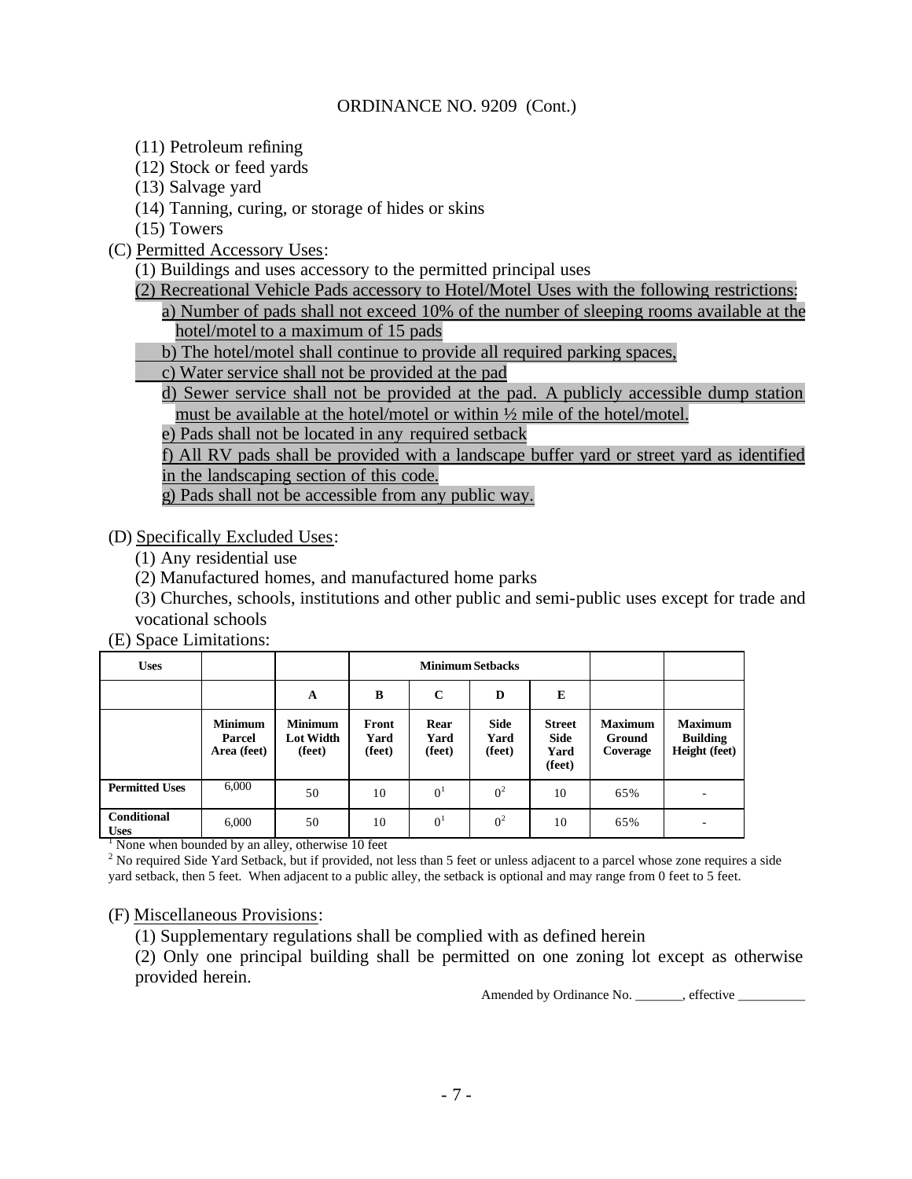ORDINANCE NO. 9209 (Cont.)

(11) Petroleum refining
(12) Stock or feed yards
(13) Salvage yard
(14) Tanning, curing, or storage of hides or skins
(15) Towers

(C) Permitted Accessory Uses:

(1) Buildings and uses accessory to the permitted principal uses

(2) Recreational Vehicle Pads accessory to Hotel/Motel Uses with the following restrictions:

a) Number of pads shall not exceed 10% of the number of sleeping rooms available at the hotel/motel to a maximum of 15 pads

b) The hotel/motel shall continue to provide all required parking spaces,

c) Water service shall not be provided at the pad

d) Sewer service shall not be provided at the pad. A publicly accessible dump station must be available at the hotel/motel or within ½ mile of the hotel/motel.

e) Pads shall not be located in any required setback

f) All RV pads shall be provided with a landscape buffer yard or street yard as identified in the landscaping section of this code.

g) Pads shall not be accessible from any public way.

(D) Specifically Excluded Uses:

(1) Any residential use
(2) Manufactured homes, and manufactured home parks
(3) Churches, schools, institutions and other public and semi-public uses except for trade and vocational schools

(E) Space Limitations:

| Uses | | | Minimum Setbacks | | | | | |
|---|---|---|---|---|---|---|---|---|
| | | A | B | C | D | E | | |
| | Minimum Parcel Area (feet) | Minimum Lot Width (feet) | Front Yard (feet) | Rear Yard (feet) | Side Yard (feet) | Street Side Yard (feet) | Maximum Ground Coverage | Maximum Building Height (feet) |
| Permitted Uses | 6,000 | 50 | 10 | 0[1] | 0[2] | 10 | 65% | - |
| Conditional Uses | 6,000 | 50 | 10 | 0[1] | 0[2] | 10 | 65% | - |

[1] None when bounded by an alley, otherwise 10 feet

[2] No required Side Yard Setback, but if provided, not less than 5 feet or unless adjacent to a parcel whose zone requires a side yard setback, then 5 feet. When adjacent to a public alley, the setback is optional and may range from 0 feet to 5 feet.

(F) Miscellaneous Provisions:

(1) Supplementary regulations shall be complied with as defined herein
(2) Only one principal building shall be permitted on one zoning lot except as otherwise provided herein.

Amended by Ordinance No. _______, effective __________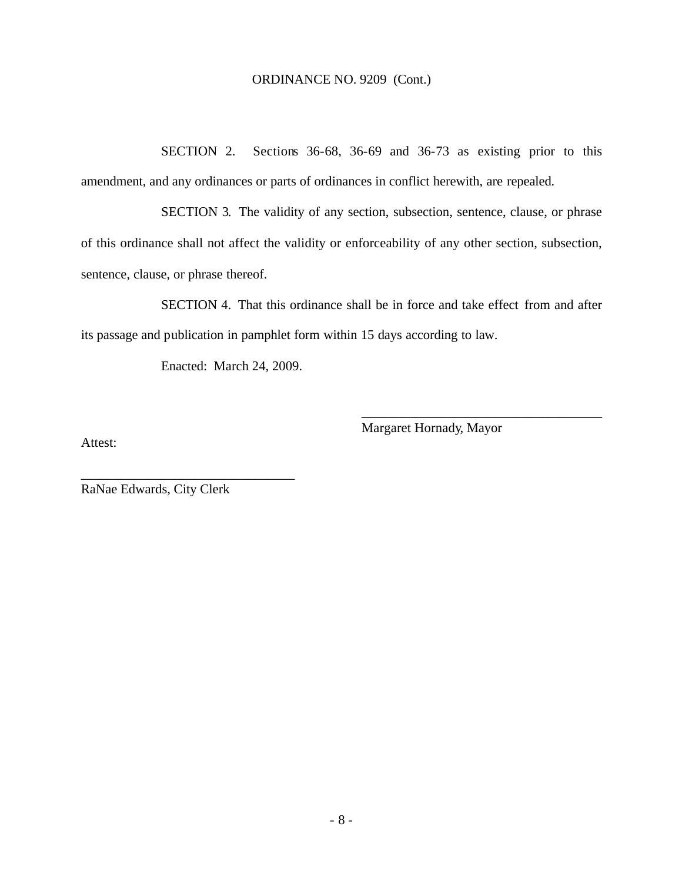ORDINANCE NO. 9209 (Cont.)

SECTION 2. Sections 36-68, 36-69 and 36-73 as existing prior to this amendment, and any ordinances or parts of ordinances in conflict herewith, are repealed.

SECTION 3. The validity of any section, subsection, sentence, clause, or phrase of this ordinance shall not affect the validity or enforceability of any other section, subsection, sentence, clause, or phrase thereof.

SECTION 4. That this ordinance shall be in force and take effect from and after its passage and publication in pamphlet form within 15 days according to law.

Enacted: March 24, 2009.

_____________________________________
Margaret Hornady, Mayor

Attest:

_________________________________
RaNae Edwards, City Clerk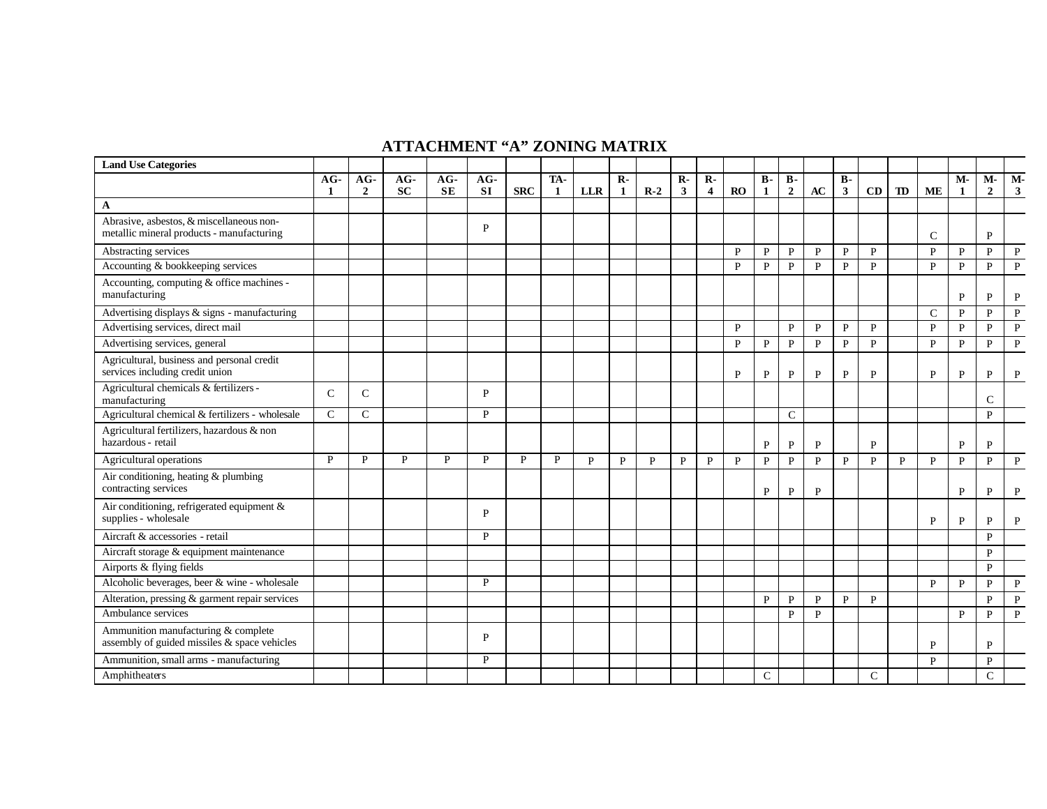# ATTACHMENT "A" ZONING MATRIX

| Land Use Categories | | | | | | | | | | | | | | | | | | | | | | | |
|---|---|---|---|---|---|---|---|---|---|---|---|---|---|---|---|---|---|---|---|---|---|---|---|
| | AG-1 | AG-2 | AG-SC | AG-SE | AG-SI | SRC | TA-1 | LLR | R-1 | R-2 | R-3 | R-4 | RO | B-1 | B-2 | AC | B-3 | CD | TD | ME | M-1 | M-2 | M-3 |
| **A** | | | | | | | | | | | | | | | | | | | | | | | |
| Abrasive, asbestos, & miscellaneous non-metallic mineral products - manufacturing | | | | | P | | | | | | | | | | | | | | | C | | P | |
| Abstracting services | | | | | | | | | | | | | P | P | P | P | P | P | | P | P | P | P |
| Accounting & bookkeeping services | | | | | | | | | | | | | P | P | P | P | P | P | | P | P | P | P |
| Accounting, computing & office machines - manufacturing | | | | | | | | | | | | | | | | | | | | | P | P | P |
| Advertising displays & signs - manufacturing | | | | | | | | | | | | | | | | | | | | C | P | P | P |
| Advertising services, direct mail | | | | | | | | | | | | | P | | P | P | P | P | | P | P | P | P |
| Advertising services, general | | | | | | | | | | | | | P | P | P | P | P | P | | P | P | P | P |
| Agricultural, business and personal credit services including credit union | | | | | | | | | | | | | P | P | P | P | P | P | | P | P | P | P |
| Agricultural chemicals & fertilizers - manufacturing | C | C | | | P | | | | | | | | | | | | | | | | | C | |
| Agricultural chemical & fertilizers - wholesale | C | C | | | P | | | | | | | | | | C | | | | | | | P | |
| Agricultural fertilizers, hazardous & non hazardous - retail | | | | | | | | | | | | | | P | P | P | | P | | | P | P | |
| Agricultural operations | P | P | P | P | P | P | P | P | P | P | P | P | P | P | P | P | P | P | P | P | P | P | P |
| Air conditioning, heating & plumbing contracting services | | | | | | | | | | | | | | P | P | P | | | | | P | P | P |
| Air conditioning, refrigerated equipment & supplies - wholesale | | | | | P | | | | | | | | | | | | | | | P | P | P | P |
| Aircraft & accessories - retail | | | | | P | | | | | | | | | | | | | | | | | P | |
| Aircraft storage & equipment maintenance | | | | | | | | | | | | | | | | | | | | | | P | |
| Airports & flying fields | | | | | | | | | | | | | | | | | | | | | | P | |
| Alcoholic beverages, beer & wine - wholesale | | | | | P | | | | | | | | | | | | | | | P | P | P | P |
| Alteration, pressing & garment repair services | | | | | | | | | | | | | | P | P | P | P | P | | | | P | P |
| Ambulance services | | | | | | | | | | | | | | | P | P | | | | | P | P | P |
| Ammunition manufacturing & complete assembly of guided missiles & space vehicles | | | | | P | | | | | | | | | | | | | | | P | | P | |
| Ammunition, small arms - manufacturing | | | | | P | | | | | | | | | | | | | | | P | | P | |
| Amphitheaters | | | | | | | | | | | | | | C | | | | C | | | | C | |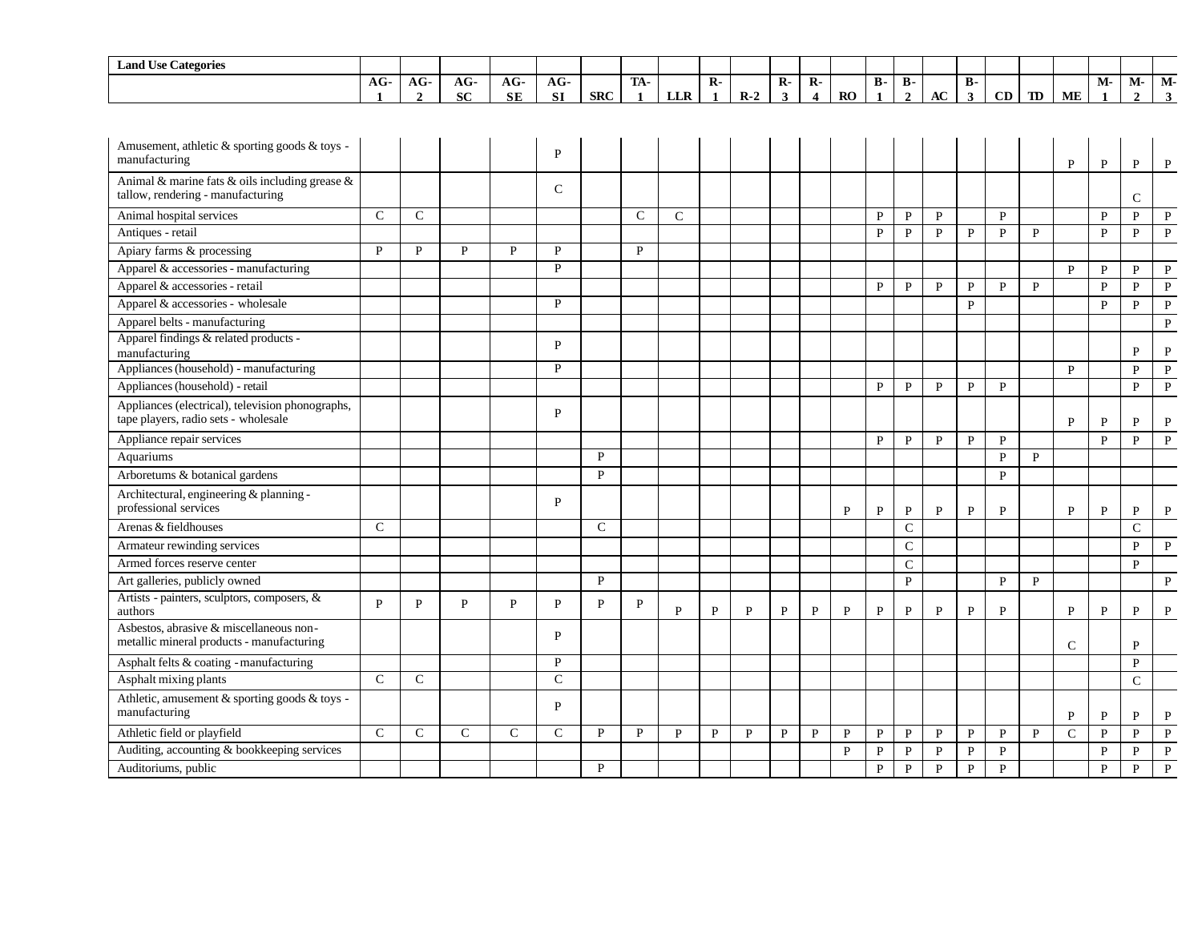| Land Use Categories | AG-1 | AG-2 | AG-SC | AG-SE | AG-SI | SRC | TA-1 | LLR | R-1 | R-2 | R-3 | R-4 | RO | B-1 | B-2 | AC | B-3 | CD | TD | ME | M-1 | M-2 | M-3 |
|---|---|---|---|---|---|---|---|---|---|---|---|---|---|---|---|---|---|---|---|---|---|---|---|
| Amusement, athletic & sporting goods & toys - manufacturing | | | | | P | | | | | | | | | | | | | | | P | P | P | P |
| Animal & marine fats & oils including grease & tallow, rendering - manufacturing | | | | | C | | | | | | | | | | | | | | | | | C | |
| Animal hospital services | C | C | | | | | C | C | | | | | | P | P | P | | P | | | P | P | P |
| Antiques - retail | | | | | | | | | | | | | | P | P | P | P | P | P | | P | P | P |
| Apiary farms & processing | P | P | P | P | P | | P | | | | | | | | | | | | | | | | |
| Apparel & accessories - manufacturing | | | | | P | | | | | | | | | | | | | | | P | P | P | P |
| Apparel & accessories - retail | | | | | | | | | | | | | | P | P | P | P | P | P | | P | P | P |
| Apparel & accessories - wholesale | | | | | P | | | | | | | | | | | | P | | | | P | P | P |
| Apparel belts - manufacturing | | | | | | | | | | | | | | | | | | | | | | | P |
| Apparel findings & related products - manufacturing | | | | | P | | | | | | | | | | | | | | | | | P | P |
| Appliances (household) - manufacturing | | | | | P | | | | | | | | | | | | | | | P | | P | P |
| Appliances (household) - retail | | | | | | | | | | | | | | P | P | P | P | P | | | | P | P |
| Appliances (electrical), television phonographs, tape players, radio sets - wholesale | | | | | P | | | | | | | | | | | | | | | P | P | P | P |
| Appliance repair services | | | | | | | | | | | | | | P | P | P | P | P | | | P | P | P |
| Aquariums | | | | | | P | | | | | | | | | | | | P | P | | | | |
| Arboretums & botanical gardens | | | | | | P | | | | | | | | | | | | P | | | | | |
| Architectural, engineering & planning - professional services | | | | | P | | | | | | | | P | P | P | P | P | P | | P | P | P | P |
| Arenas & fieldhouses | C | | | | | C | | | | | | | | | C | | | | | | | C | |
| Armateur rewinding services | | | | | | | | | | | | | | | C | | | | | | | P | P |
| Armed forces reserve center | | | | | | | | | | | | | | | C | | | | | | | P | |
| Art galleries, publicly owned | | | | | | P | | | | | | | | | P | | | P | P | | | | P |
| Artists - painters, sculptors, composers, & authors | P | P | P | P | P | P | P | P | P | P | P | P | P | P | P | P | P | P | | P | P | P | P |
| Asbestos, abrasive & miscellaneous non-metallic mineral products - manufacturing | | | | | P | | | | | | | | | | | | | | | C | | P | |
| Asphalt felts & coating - manufacturing | | | | | P | | | | | | | | | | | | | | | | | P | |
| Asphalt mixing plants | C | C | | | C | | | | | | | | | | | | | | | | | C | |
| Athletic, amusement & sporting goods & toys - manufacturing | | | | | P | | | | | | | | | | | | | | | P | P | P | P |
| Athletic field or playfield | C | C | C | C | C | P | P | P | P | P | P | P | P | P | P | P | P | P | P | C | P | P | P |
| Auditing, accounting & bookkeeping services | | | | | | | | | | | | | P | P | P | P | P | P | | | P | P | P |
| Auditoriums, public | | | | | | P | | | | | | | | P | P | P | P | P | | | P | P | P |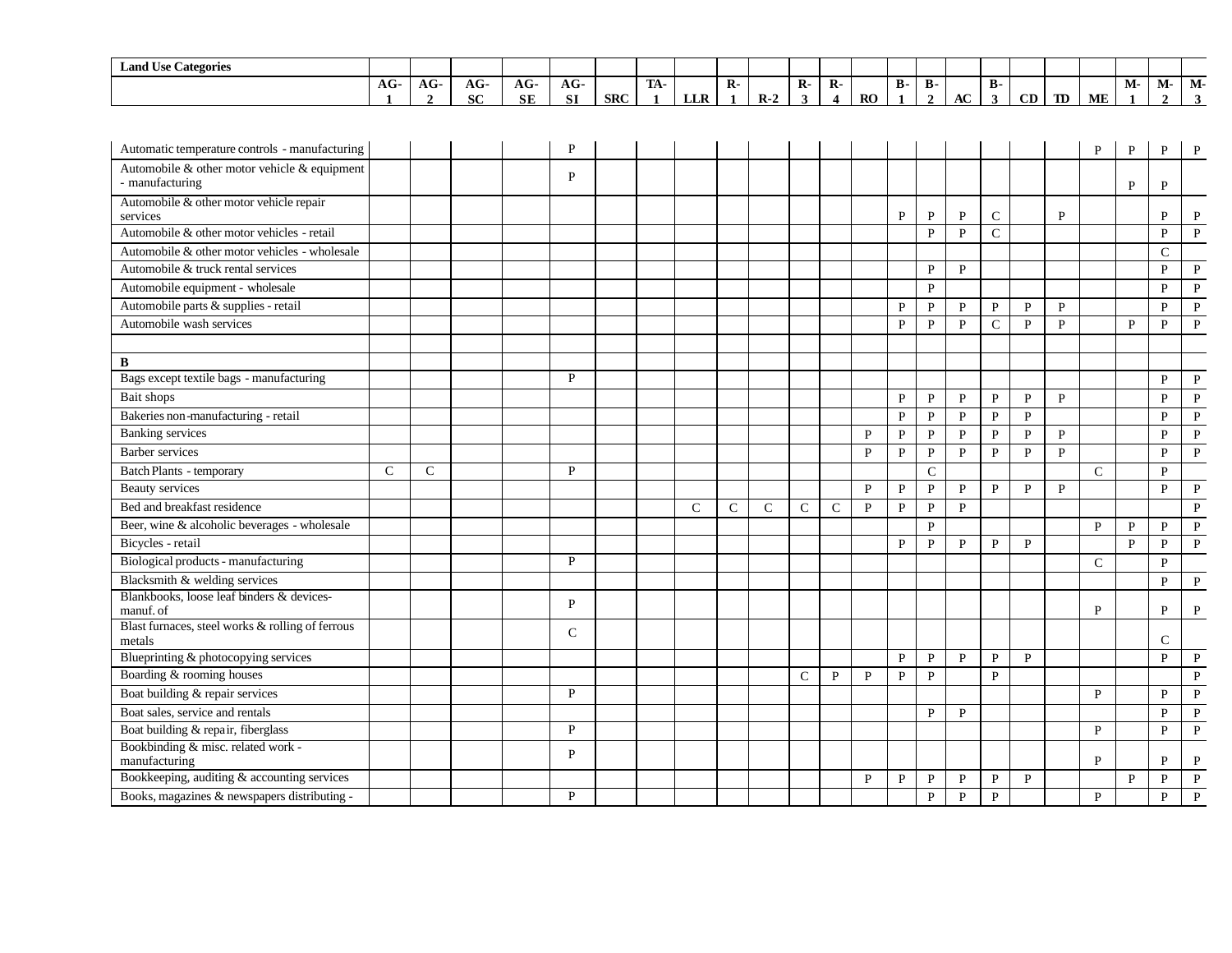| Land Use Categories | AG-1 | AG-2 | AG-SC | AG-SE | AG-SI | SRC | TA-1 | LLR | R-1 | R-2 | R-3 | R-4 | RO | B-1 | B-2 | AC | B-3 | CD | TD | ME | M-1 | M-2 | M-3 |
|---|---|---|---|---|---|---|---|---|---|---|---|---|---|---|---|---|---|---|---|---|---|---|---|
| Automatic temperature controls - manufacturing | | | | | P | | | | | | | | | | | | | | | P | P | P | P |
| Automobile & other motor vehicle & equipment - manufacturing | | | | | P | | | | | | | | | | | | | | | | P | P | |
| Automobile & other motor vehicle repair services | | | | | | | | | | | | | | P | P | P | C | | P | | | P | P |
| Automobile & other motor vehicles - retail | | | | | | | | | | | | | | | P | P | C | | | | | P | P |
| Automobile & other motor vehicles - wholesale | | | | | | | | | | | | | | | | | | | | | | C | |
| Automobile & truck rental services | | | | | | | | | | | | | | | P | P | | | | | | P | P |
| Automobile equipment - wholesale | | | | | | | | | | | | | | | P | | | | | | | P | P |
| Automobile parts & supplies - retail | | | | | | | | | | | | | | P | P | P | P | P | P | | | P | P |
| Automobile wash services | | | | | | | | | | | | | | P | P | P | C | P | P | | P | P | P |
| | | | | | | | | | | | | | | | | | | | | | | | |
| **B** | | | | | | | | | | | | | | | | | | | | | | | |
| Bags except textile bags - manufacturing | | | | | P | | | | | | | | | | | | | | | | | P | P |
| Bait shops | | | | | | | | | | | | | | P | P | P | P | P | P | | | P | P |
| Bakeries non-manufacturing - retail | | | | | | | | | | | | | | P | P | P | P | P | | | | P | P |
| Banking services | | | | | | | | | | | | | P | P | P | P | P | P | P | | | P | P |
| Barber services | | | | | | | | | | | | | P | P | P | P | P | P | P | | | P | P |
| Batch Plants - temporary | C | C | | | P | | | | | | | | | | C | | | | | C | | P | |
| Beauty services | | | | | | | | | | | | | P | P | P | P | P | P | P | | | P | P |
| Bed and breakfast residence | | | | | | | | C | C | C | C | C | P | P | P | P | | | | | | | P |
| Beer, wine & alcoholic beverages - wholesale | | | | | | | | | | | | | | | P | | | | | P | P | P | P |
| Bicycles - retail | | | | | | | | | | | | | | P | P | P | P | P | | | P | P | P |
| Biological products - manufacturing | | | | | P | | | | | | | | | | | | | | | C | | P | |
| Blacksmith & welding services | | | | | | | | | | | | | | | | | | | | | | P | P |
| Blankbooks, loose leaf binders & devices- manuf. of | | | | | P | | | | | | | | | | | | | | | P | | P | P |
| Blast furnaces, steel works & rolling of ferrous metals | | | | | C | | | | | | | | | | | | | | | | | C | |
| Blueprinting & photocopying services | | | | | | | | | | | | | | P | P | P | P | P | | | | P | P |
| Boarding & rooming houses | | | | | | | | | | | C | P | P | P | P | | P | | | | | | P |
| Boat building & repair services | | | | | P | | | | | | | | | | | | | | | P | | P | P |
| Boat sales, service and rentals | | | | | | | | | | | | | | | P | P | | | | | | P | P |
| Boat building & repair, fiberglass | | | | | P | | | | | | | | | | | | | | | P | | P | P |
| Bookbinding & misc. related work - manufacturing | | | | | P | | | | | | | | | | | | | | | P | | P | P |
| Bookkeeping, auditing & accounting services | | | | | | | | | | | | | P | P | P | P | P | P | | | P | P | P |
| Books, magazines & newspapers distributing - | | | | | P | | | | | | | | | | P | P | P | | | P | | P | P |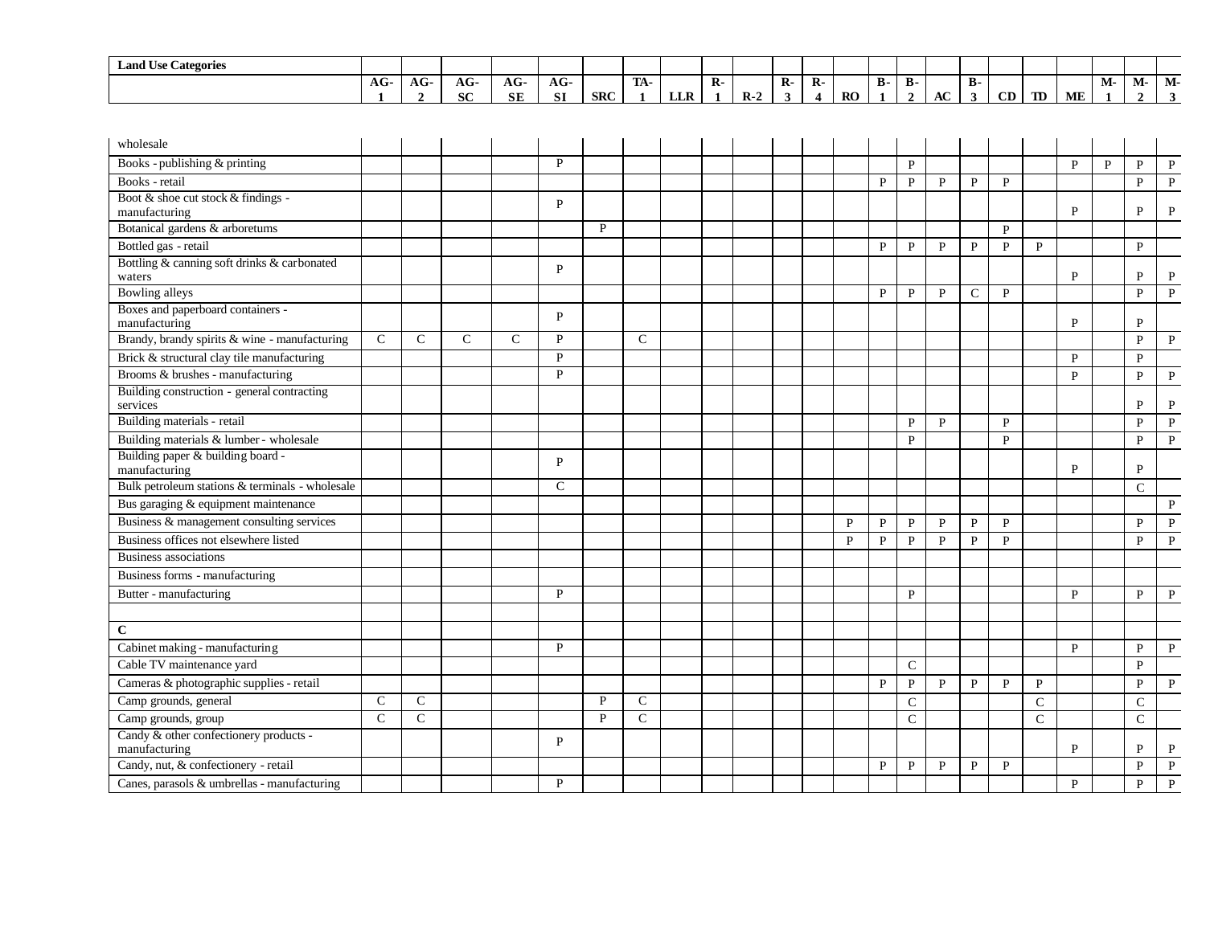| Land Use Categories | AG-1 | AG-2 | AG-SC | AG-SE | AG-SI | SRC | TA-1 | LLR | R-1 | R-2 | R-3 | R-4 | RO | B-1 | B-2 | AC | B-3 | CD | TD | ME | M-1 | M-2 | M-3 |
|---|---|---|---|---|---|---|---|---|---|---|---|---|---|---|---|---|---|---|---|---|---|---|---|
| wholesale | | | | | | | | | | | | | | | | | | | | | | | |
| Books - publishing & printing | | | | | P | | | | | | | | | | P | | | | | P | P | P | P |
| Books - retail | | | | | | | | | | | | | | P | P | P | P | P | | | | P | P |
| Boot & shoe cut stock & findings - manufacturing | | | | | P | | | | | | | | | | | | | | | P | | P | P |
| Botanical gardens & arboretums | | | | | | P | | | | | | | | | | | | P | | | | | |
| Bottled gas - retail | | | | | | | | | | | | | | P | P | P | P | P | P | | | P | |
| Bottling & canning soft drinks & carbonated waters | | | | | P | | | | | | | | | | | | | | | P | | P | P |
| Bowling alleys | | | | | | | | | | | | | | P | P | P | C | P | | | | P | P |
| Boxes and paperboard containers - manufacturing | | | | | P | | | | | | | | | | | | | | | P | | P | |
| Brandy, brandy spirits & wine - manufacturing | C | C | C | C | P | | C | | | | | | | | | | | | | | | P | P |
| Brick & structural clay tile manufacturing | | | | | P | | | | | | | | | | | | | | | P | | P | |
| Brooms & brushes - manufacturing | | | | | P | | | | | | | | | | | | | | | P | | P | P |
| Building construction - general contracting services | | | | | | | | | | | | | | | | | | | | | | P | P |
| Building materials - retail | | | | | | | | | | | | | | | P | P | | P | | | | P | P |
| Building materials & lumber - wholesale | | | | | | | | | | | | | | | P | | | P | | | | P | P |
| Building paper & building board - manufacturing | | | | | P | | | | | | | | | | | | | | | P | | P | |
| Bulk petroleum stations & terminals - wholesale | | | | | C | | | | | | | | | | | | | | | | | C | |
| Bus garaging & equipment maintenance | | | | | | | | | | | | | | | | | | | | | | | P |
| Business & management consulting services | | | | | | | | | | | | | P | P | P | P | P | P | | | | P | P |
| Business offices not elsewhere listed | | | | | | | | | | | | | P | P | P | P | P | P | | | | P | P |
| Business associations | | | | | | | | | | | | | | | | | | | | | | | |
| Business forms - manufacturing | | | | | | | | | | | | | | | | | | | | | | | |
| Butter - manufacturing | | | | | P | | | | | | | | | | P | | | | | P | | P | P |
| | | | | | | | | | | | | | | | | | | | | | | | |
| **C** | | | | | | | | | | | | | | | | | | | | | | | |
| Cabinet making - manufacturing | | | | | P | | | | | | | | | | | | | | | P | | P | P |
| Cable TV maintenance yard | | | | | | | | | | | | | | | C | | | | | | | P | |
| Cameras & photographic supplies - retail | | | | | | | | | | | | | | P | P | P | P | P | P | | | P | P |
| Camp grounds, general | C | C | | | | P | C | | | | | | | | C | | | | C | | | C | |
| Camp grounds, group | C | C | | | | P | C | | | | | | | | C | | | | C | | | C | |
| Candy & other confectionery products - manufacturing | | | | | P | | | | | | | | | | | | | | | P | | P | P |
| Candy, nut, & confectionery - retail | | | | | | | | | | | | | | P | P | P | P | P | | | | P | P |
| Canes, parasols & umbrellas - manufacturing | | | | | P | | | | | | | | | | | | | | | P | | P | P |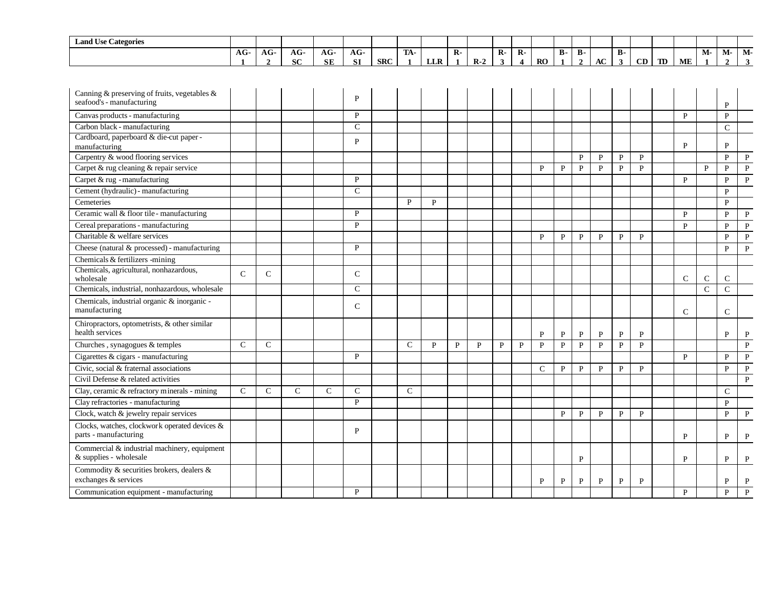| Land Use Categories | AG-1 | AG-2 | AG-SC | AG-SE | AG-SI | SRC | TA-1 | LLR | R-1 | R-2 | R-3 | R-4 | RO | B-1 | B-2 | AC | B-3 | CD | TD | ME | M-1 | M-2 | M-3 |
|---|---|---|---|---|---|---|---|---|---|---|---|---|---|---|---|---|---|---|---|---|---|---|---|
| Canning & preserving of fruits, vegetables & seafood's - manufacturing | | | | | P | | | | | | | | | | | | | | | | | P | |
| Canvas products - manufacturing | | | | | P | | | | | | | | | | | | | | | P | | P | |
| Carbon black - manufacturing | | | | | C | | | | | | | | | | | | | | | | | C | |
| Cardboard, paperboard & die-cut paper - manufacturing | | | | | P | | | | | | | | | | | | | | | P | | P | |
| Carpentry & wood flooring services | | | | | | | | | | | | | | | P | P | P | P | | | | P | P |
| Carpet & rug cleaning & repair service | | | | | | | | | | | | | P | P | P | P | P | P | | | P | P | P |
| Carpet & rug - manufacturing | | | | | P | | | | | | | | | | | | | | | P | | P | P |
| Cement (hydraulic) - manufacturing | | | | | C | | | | | | | | | | | | | | | | | P | |
| Cemeteries | | | | | | | P | P | | | | | | | | | | | | | | P | |
| Ceramic wall & floor tile - manufacturing | | | | | P | | | | | | | | | | | | | | | P | | P | P |
| Cereal preparations - manufacturing | | | | | P | | | | | | | | | | | | | | | P | | P | P |
| Charitable & welfare services | | | | | | | | | | | | | P | P | P | P | P | P | | | | P | P |
| Cheese (natural & processed) - manufacturing | | | | | P | | | | | | | | | | | | | | | | | P | P |
| Chemicals & fertilizers -mining | | | | | | | | | | | | | | | | | | | | | | | |
| Chemicals, agricultural, nonhazardous, wholesale | C | C | | | C | | | | | | | | | | | | | | | C | C | C | |
| Chemicals, industrial, nonhazardous, wholesale | | | | | C | | | | | | | | | | | | | | | | C | C | |
| Chemicals, industrial organic & inorganic - manufacturing | | | | | C | | | | | | | | | | | | | | | C | | C | |
| Chiropractors, optometrists, & other similar health services | | | | | | | | | | | | | P | P | P | P | P | P | | | | P | P |
| Churches , synagogues & temples | C | C | | | | | C | P | P | P | P | P | P | P | P | P | P | P | | | | | P |
| Cigarettes & cigars - manufacturing | | | | | P | | | | | | | | | | | | | | | P | | P | P |
| Civic, social & fraternal associations | | | | | | | | | | | | | C | P | P | P | P | P | | | | P | P |
| Civil Defense & related activities | | | | | | | | | | | | | | | | | | | | | | | P |
| Clay, ceramic & refractory minerals - mining | C | C | C | C | C | | C | | | | | | | | | | | | | | | C | |
| Clay refractories - manufacturing | | | | | P | | | | | | | | | | | | | | | | | P | |
| Clock, watch & jewelry repair services | | | | | | | | | | | | | | P | P | P | P | P | | | | P | P |
| Clocks, watches, clockwork operated devices & parts - manufacturing | | | | | P | | | | | | | | | | | | | | | P | | P | P |
| Commercial & industrial machinery, equipment & supplies - wholesale | | | | | | | | | | | | | | | P | | | | | P | | P | P |
| Commodity & securities brokers, dealers & exchanges & services | | | | | | | | | | | | | P | P | P | P | P | P | | | | P | P |
| Communication equipment - manufacturing | | | | | P | | | | | | | | | | | | | | | P | | P | P |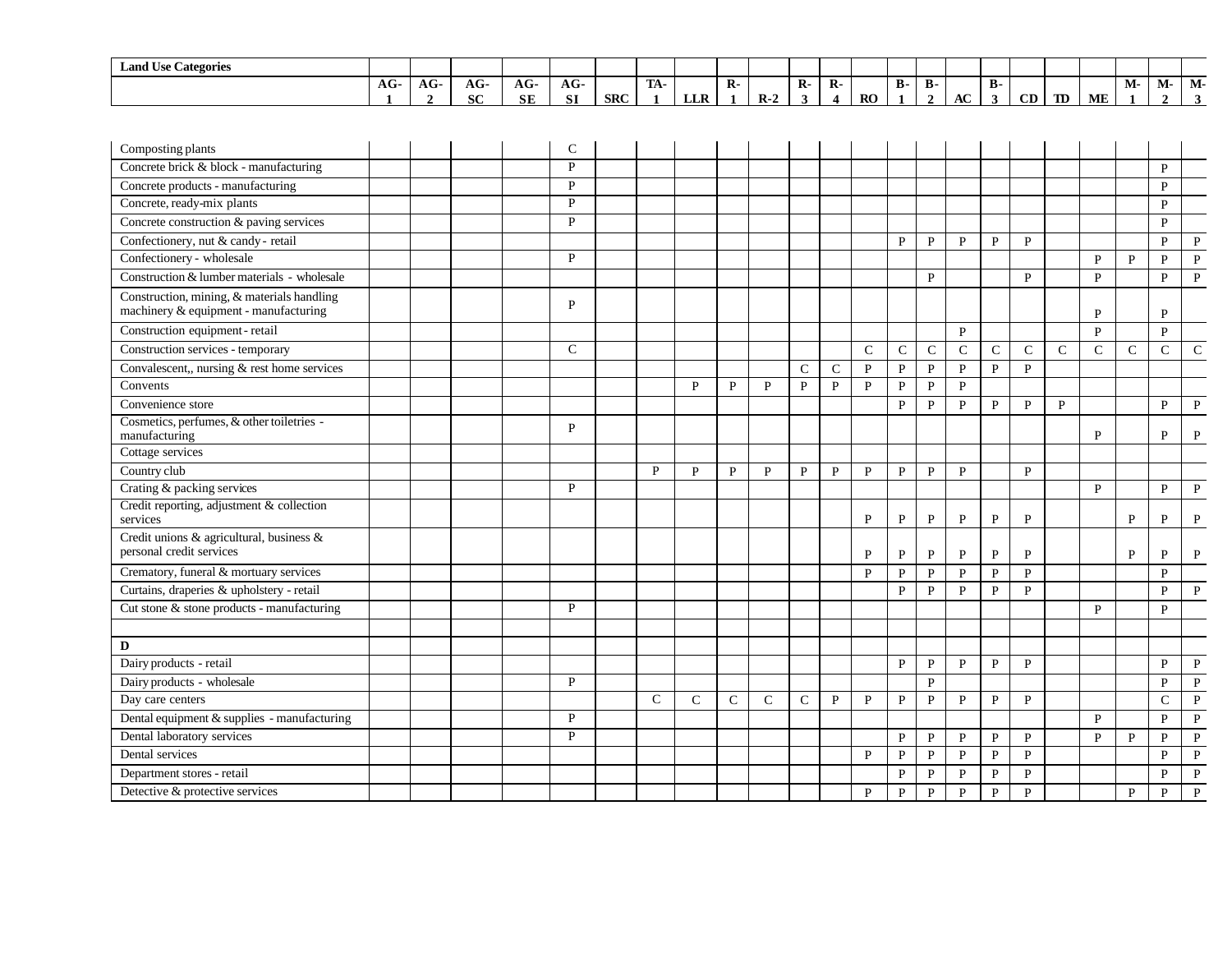| Land Use Categories | AG-1 | AG-2 | AG-SC | AG-SE | AG-SI | SRC | TA-1 | LLR | R-1 | R-2 | R-3 | R-4 | RO | B-1 | B-2 | AC | B-3 | CD | TD | ME | M-1 | M-2 | M-3 |
|---|---|---|---|---|---|---|---|---|---|---|---|---|---|---|---|---|---|---|---|---|---|---|---|
| Composting plants | | | | | C | | | | | | | | | | | | | | | | | | |
| Concrete brick & block - manufacturing | | | | | P | | | | | | | | | | | | | | | | | P | |
| Concrete products - manufacturing | | | | | P | | | | | | | | | | | | | | | | | P | |
| Concrete, ready-mix plants | | | | | P | | | | | | | | | | | | | | | | | P | |
| Concrete construction & paving services | | | | | P | | | | | | | | | | | | | | | | | P | |
| Confectionery, nut & candy - retail | | | | | | | | | | | | | | P | P | P | P | P | | | | P | P |
| Confectionery - wholesale | | | | | P | | | | | | | | | | | | | | | P | P | P | P |
| Construction & lumber materials - wholesale | | | | | | | | | | | | | | | P | | | P | | P | | P | P |
| Construction, mining, & materials handling machinery & equipment - manufacturing | | | | | P | | | | | | | | | | | | | | | P | | P | |
| Construction equipment - retail | | | | | | | | | | | | | | | | P | | | | P | | P | |
| Construction services - temporary | | | | | C | | | | | | | | C | C | C | C | C | C | C | C | C | C | C |
| Convalescent,, nursing & rest home services | | | | | | | | | | | C | C | P | P | P | P | P | P | | | | | |
| Convents | | | | | | | | P | P | P | P | P | P | P | P | P | | | | | | | |
| Convenience store | | | | | | | | | | | | | | P | P | P | P | P | P | | | P | P |
| Cosmetics, perfumes, & other toiletries - manufacturing | | | | | P | | | | | | | | | | | | | | | P | | P | P |
| Cottage services | | | | | | | | | | | | | | | | | | | | | | | |
| Country club | | | | | | | P | P | P | P | P | P | P | P | P | P | | P | | | | | |
| Crating & packing services | | | | | P | | | | | | | | | | | | | | | P | | P | P |
| Credit reporting, adjustment & collection services | | | | | | | | | | | | | P | P | P | P | P | P | | | P | P | P |
| Credit unions & agricultural, business & personal credit services | | | | | | | | | | | | | P | P | P | P | P | P | | | P | P | P |
| Crematory, funeral & mortuary services | | | | | | | | | | | | | P | P | P | P | P | P | | | | P | |
| Curtains, draperies & upholstery - retail | | | | | | | | | | | | | | P | P | P | P | P | | | | P | P |
| Cut stone & stone products - manufacturing | | | | | P | | | | | | | | | | | | | | | P | | P | |
| | | | | | | | | | | | | | | | | | | | | | | | |
| **D** | | | | | | | | | | | | | | | | | | | | | | | |
| Dairy products - retail | | | | | | | | | | | | | | P | P | P | P | P | | | | P | P |
| Dairy products - wholesale | | | | | P | | | | | | | | | | P | | | | | | | P | P |
| Day care centers | | | | | | | C | C | C | C | C | P | P | P | P | P | P | P | | | | C | P |
| Dental equipment & supplies - manufacturing | | | | | P | | | | | | | | | | | | | | | P | | P | P |
| Dental laboratory services | | | | | P | | | | | | | | | P | P | P | P | P | | P | P | P | P |
| Dental services | | | | | | | | | | | | | P | P | P | P | P | P | | | | P | P |
| Department stores - retail | | | | | | | | | | | | | | P | P | P | P | P | | | | P | P |
| Detective & protective services | | | | | | | | | | | | | P | P | P | P | P | P | | | P | P | P |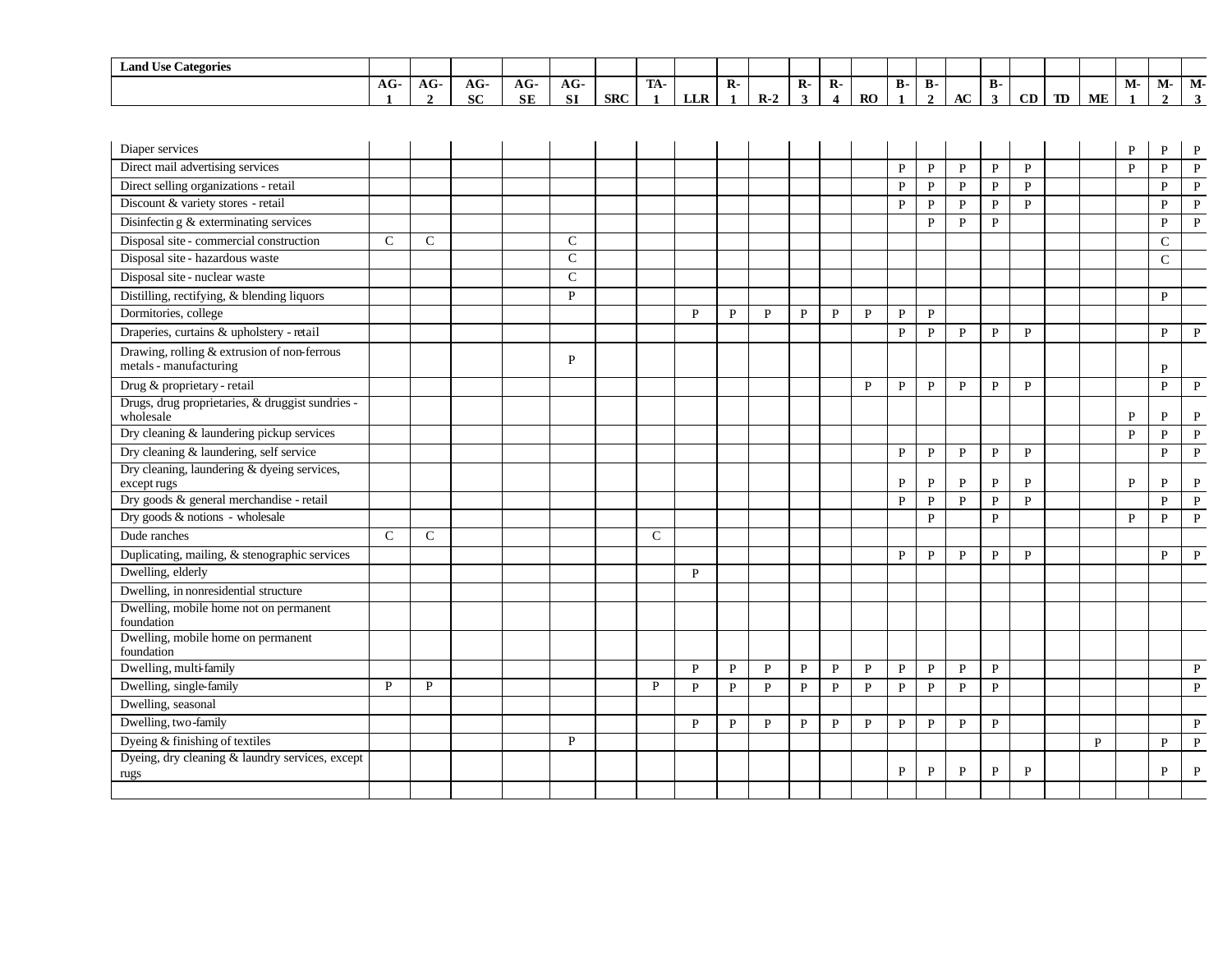| Land Use Categories | AG-1 | AG-2 | AG-SC | AG-SE | AG-SI | SRC | TA-1 | LLR | R-1 | R-2 | R-3 | R-4 | RO | B-1 | B-2 | AC | B-3 | CD | TD | ME | M-1 | M-2 | M-3 |
|---|---|---|---|---|---|---|---|---|---|---|---|---|---|---|---|---|---|---|---|---|---|---|---|
| Diaper services | | | | | | | | | | | | | | | | | | | | | P | P | P |
| Direct mail advertising services | | | | | | | | | | | | | | P | P | P | P | P | | | P | P | P |
| Direct selling organizations - retail | | | | | | | | | | | | | | P | P | P | P | P | | | | P | P |
| Discount & variety stores - retail | | | | | | | | | | | | | | P | P | P | P | P | | | | P | P |
| Disinfecting & exterminating services | | | | | | | | | | | | | | | P | P | P | | | | | P | P |
| Disposal site - commercial construction | C | C | | | C | | | | | | | | | | | | | | | | | C | |
| Disposal site - hazardous waste | | | | | C | | | | | | | | | | | | | | | | | C | |
| Disposal site - nuclear waste | | | | | C | | | | | | | | | | | | | | | | | | |
| Distilling, rectifying, & blending liquors | | | | | P | | | | | | | | | | | | | | | | | P | |
| Dormitories, college | | | | | | | | P | P | P | P | P | P | P | P | | | | | | | | |
| Draperies, curtains & upholstery - retail | | | | | | | | | | | | | | P | P | P | P | P | | | | P | P |
| Drawing, rolling & extrusion of non-ferrous metals - manufacturing | | | | | P | | | | | | | | | | | | | | | | | P | |
| Drug & proprietary - retail | | | | | | | | | | | | | P | P | P | P | P | P | | | | P | P |
| Drugs, drug proprietaries, & druggist sundries - wholesale | | | | | | | | | | | | | | | | | | | | | P | P | P |
| Dry cleaning & laundering pickup services | | | | | | | | | | | | | | | | | | | | | P | P | P |
| Dry cleaning & laundering, self service | | | | | | | | | | | | | | P | P | P | P | P | | | | P | P |
| Dry cleaning, laundering & dyeing services, except rugs | | | | | | | | | | | | | | P | P | P | P | P | | | P | P | P |
| Dry goods & general merchandise - retail | | | | | | | | | | | | | | P | P | P | P | P | | | | P | P |
| Dry goods & notions - wholesale | | | | | | | | | | | | | | | P | | P | | | | P | P | P |
| Dude ranches | C | C | | | | | C | | | | | | | | | | | | | | | | |
| Duplicating, mailing, & stenographic services | | | | | | | | | | | | | | P | P | P | P | P | | | | P | P |
| Dwelling, elderly | | | | | | | | P | | | | | | | | | | | | | | | |
| Dwelling, in nonresidential structure | | | | | | | | | | | | | | | | | | | | | | | |
| Dwelling, mobile home not on permanent foundation | | | | | | | | | | | | | | | | | | | | | | | |
| Dwelling, mobile home on permanent foundation | | | | | | | | | | | | | | | | | | | | | | | |
| Dwelling, multi-family | | | | | | | | P | P | P | P | P | P | P | P | P | P | | | | | | P |
| Dwelling, single-family | P | P | | | | | P | P | P | P | P | P | P | P | P | P | P | | | | | | P |
| Dwelling, seasonal | | | | | | | | | | | | | | | | | | | | | | | |
| Dwelling, two-family | | | | | | | | P | P | P | P | P | P | P | P | P | P | | | | | | P |
| Dyeing & finishing of textiles | | | | | P | | | | | | | | | | | | | | | P | | P | P |
| Dyeing, dry cleaning & laundry services, except rugs | | | | | | | | | | | | | | P | P | P | P | P | | | | P | P |
| | | | | | | | | | | | | | | | | | | | | | | | |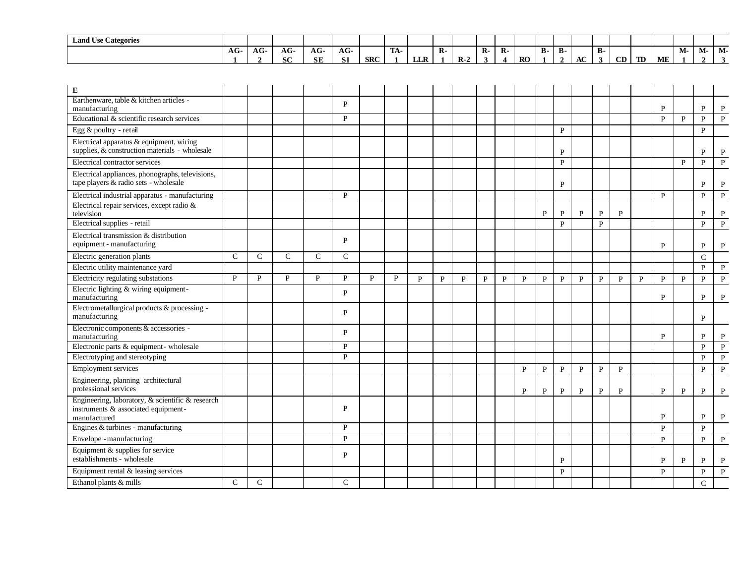| Land Use Categories | AG-1 | AG-2 | AG-SC | AG-SE | AG-SI | SRC | TA-1 | LLR | R-1 | R-2 | R-3 | R-4 | RO | B-1 | B-2 | AC | B-3 | CD | TD | ME | M-1 | M-2 | M-3 |
|---|---|---|---|---|---|---|---|---|---|---|---|---|---|---|---|---|---|---|---|---|---|---|---|
| **E** | | | | | | | | | | | | | | | | | | | | | | | |
| Earthenware, table & kitchen articles - manufacturing | | | | | P | | | | | | | | | | | | | | | P | | P | P |
| Educational & scientific research services | | | | | P | | | | | | | | | | | | | | | P | P | P | P |
| Egg & poultry - retail | | | | | | | | | | | | | | | P | | | | | | | P | |
| Electrical apparatus & equipment, wiring supplies, & construction materials - wholesale | | | | | | | | | | | | | | | P | | | | | | | P | P |
| Electrical contractor services | | | | | | | | | | | | | | | P | | | | | | P | P | P |
| Electrical appliances, phonographs, televisions, tape players & radio sets - wholesale | | | | | | | | | | | | | | | P | | | | | | | P | P |
| Electrical industrial apparatus - manufacturing | | | | | P | | | | | | | | | | | | | | | P | | P | P |
| Electrical repair services, except radio & television | | | | | | | | | | | | | | P | P | P | P | P | | | | P | P |
| Electrical supplies - retail | | | | | | | | | | | | | | | P | | P | | | | | P | P |
| Electrical transmission & distribution equipment - manufacturing | | | | | P | | | | | | | | | | | | | | | P | | P | P |
| Electric generation plants | C | C | C | C | C | | | | | | | | | | | | | | | | | C | |
| Electric utility maintenance yard | | | | | | | | | | | | | | | | | | | | | | P | P |
| Electricity regulating substations | P | P | P | P | P | P | P | P | P | P | P | P | P | P | P | P | P | P | P | P | P | P | P |
| Electric lighting & wiring equipment - manufacturing | | | | | P | | | | | | | | | | | | | | | P | | P | P |
| Electrometallurgical products & processing - manufacturing | | | | | P | | | | | | | | | | | | | | | | | P | |
| Electronic components & accessories - manufacturing | | | | | P | | | | | | | | | | | | | | | P | | P | P |
| Electronic parts & equipment - wholesale | | | | | P | | | | | | | | | | | | | | | | | P | P |
| Electrotyping and stereotyping | | | | | P | | | | | | | | | | | | | | | | | P | P |
| Employment services | | | | | | | | | | | | | P | P | P | P | P | P | | | | P | P |
| Engineering, planning architectural professional services | | | | | | | | | | | | | P | P | P | P | P | P | | P | P | P | P |
| Engineering, laboratory, & scientific & research instruments & associated equipment - manufactured | | | | | P | | | | | | | | | | | | | | | P | | P | P |
| Engines & turbines - manufacturing | | | | | P | | | | | | | | | | | | | | | P | | P | |
| Envelope - manufacturing | | | | | P | | | | | | | | | | | | | | | P | | P | P |
| Equipment & supplies for service establishments - wholesale | | | | | P | | | | | | | | | | P | | | | | P | P | P | P |
| Equipment rental & leasing services | | | | | | | | | | | | | | | P | | | | | P | | P | P |
| Ethanol plants & mills | C | C | | | C | | | | | | | | | | | | | | | | | C | |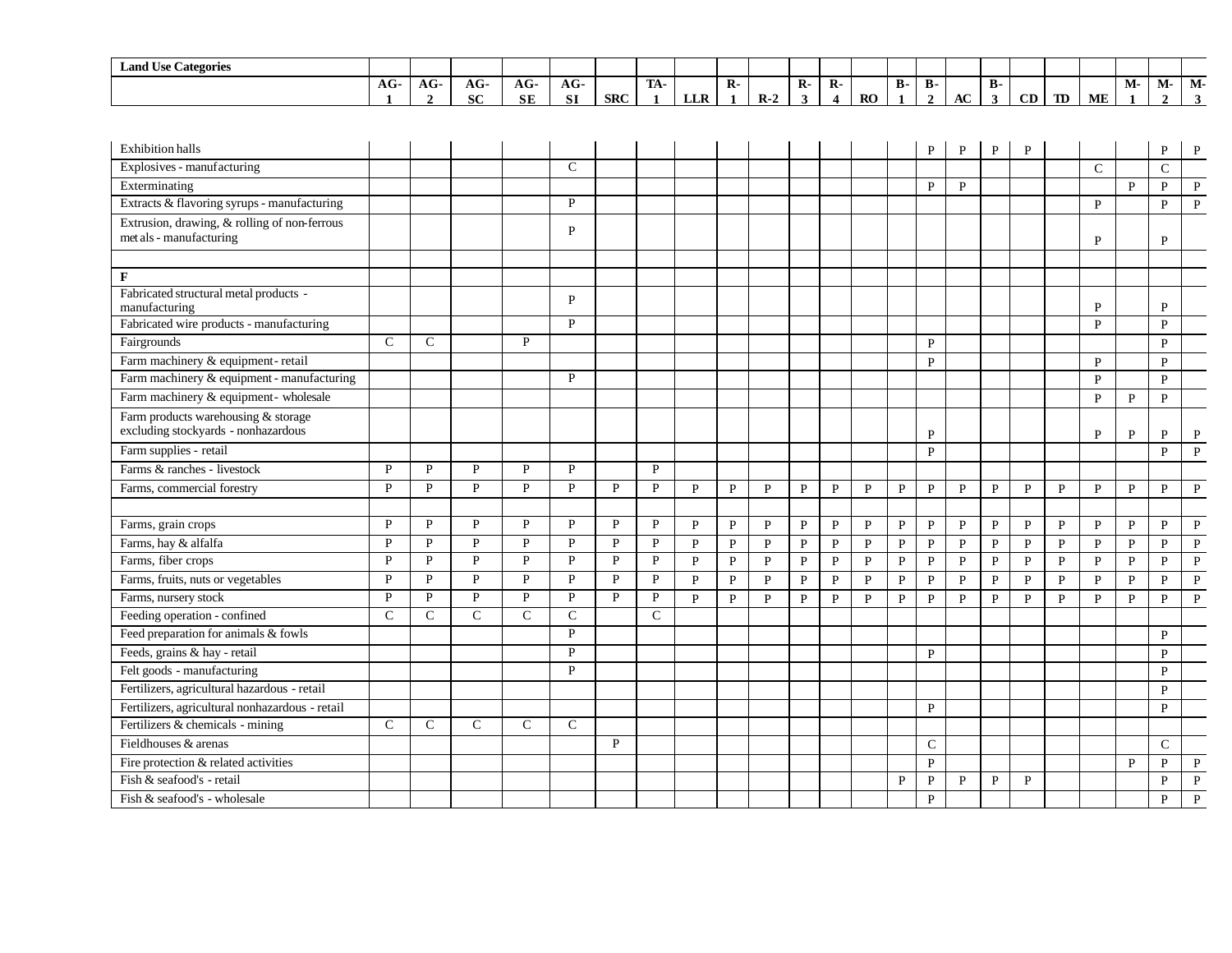| Land Use Categories | AG-1 | AG-2 | AG-SC | AG-SE | AG-SI | SRC | TA-1 | LLR | R-1 | R-2 | R-3 | R-4 | RO | B-1 | B-2 | AC | B-3 | CD | TD | ME | M-1 | M-2 | M-3 |
|---|---|---|---|---|---|---|---|---|---|---|---|---|---|---|---|---|---|---|---|---|---|---|---|
| Exhibition halls | | | | | | | | | | | | | | | P | P | P | P | | | | P | P |
| Explosives - manufacturing | | | | | C | | | | | | | | | | | | | | | C | | C | |
| Exterminating | | | | | | | | | | | | | | | P | P | | | | | P | P | P |
| Extracts & flavoring syrups - manufacturing | | | | | P | | | | | | | | | | | | | | | P | | P | P |
| Extrusion, drawing, & rolling of non-ferrous metals - manufacturing | | | | | P | | | | | | | | | | | | | | | P | | P | |
| | | | | | | | | | | | | | | | | | | | | | | | |
| **F** | | | | | | | | | | | | | | | | | | | | | | | |
| Fabricated structural metal products - manufacturing | | | | | P | | | | | | | | | | | | | | | P | | P | |
| Fabricated wire products - manufacturing | | | | | P | | | | | | | | | | | | | | | P | | P | |
| Fairgrounds | C | C | | P | | | | | | | | | | | P | | | | | | | P | |
| Farm machinery & equipment - retail | | | | | | | | | | | | | | | P | | | | | P | | P | |
| Farm machinery & equipment - manufacturing | | | | | P | | | | | | | | | | | | | | | P | | P | |
| Farm machinery & equipment - wholesale | | | | | | | | | | | | | | | | | | | | P | P | P | |
| Farm products warehousing & storage excluding stockyards - nonhazardous | | | | | | | | | | | | | | | P | | | | | P | P | P | P |
| Farm supplies - retail | | | | | | | | | | | | | | | P | | | | | | | P | P |
| Farms & ranches - livestock | P | P | P | P | P | | P | | | | | | | | | | | | | | | | |
| Farms, commercial forestry | P | P | P | P | P | P | P | P | P | P | P | P | P | P | P | P | P | P | P | P | P | P | P |
| | | | | | | | | | | | | | | | | | | | | | | | |
| Farms, grain crops | P | P | P | P | P | P | P | P | P | P | P | P | P | P | P | P | P | P | P | P | P | P | P |
| Farms, hay & alfalfa | P | P | P | P | P | P | P | P | P | P | P | P | P | P | P | P | P | P | P | P | P | P | P |
| Farms, fiber crops | P | P | P | P | P | P | P | P | P | P | P | P | P | P | P | P | P | P | P | P | P | P | P |
| Farms, fruits, nuts or vegetables | P | P | P | P | P | P | P | P | P | P | P | P | P | P | P | P | P | P | P | P | P | P | P |
| Farms, nursery stock | P | P | P | P | P | P | P | P | P | P | P | P | P | P | P | P | P | P | P | P | P | P | P |
| Feeding operation - confined | C | C | C | C | C | | C | | | | | | | | | | | | | | | | |
| Feed preparation for animals & fowls | | | | | P | | | | | | | | | | | | | | | | | P | |
| Feeds, grains & hay - retail | | | | | P | | | | | | | | | | P | | | | | | | P | |
| Felt goods - manufacturing | | | | | P | | | | | | | | | | | | | | | | | P | |
| Fertilizers, agricultural hazardous - retail | | | | | | | | | | | | | | | | | | | | | | P | |
| Fertilizers, agricultural nonhazardous - retail | | | | | | | | | | | | | | | P | | | | | | | P | |
| Fertilizers & chemicals - mining | C | C | C | C | C | | | | | | | | | | | | | | | | | | |
| Fieldhouses & arenas | | | | | | P | | | | | | | | | C | | | | | | | C | |
| Fire protection & related activities | | | | | | | | | | | | | | | P | | | | | | P | P | P |
| Fish & seafood's - retail | | | | | | | | | | | | | | P | P | P | P | P | | | | P | P |
| Fish & seafood's - wholesale | | | | | | | | | | | | | | | P | | | | | | | P | P |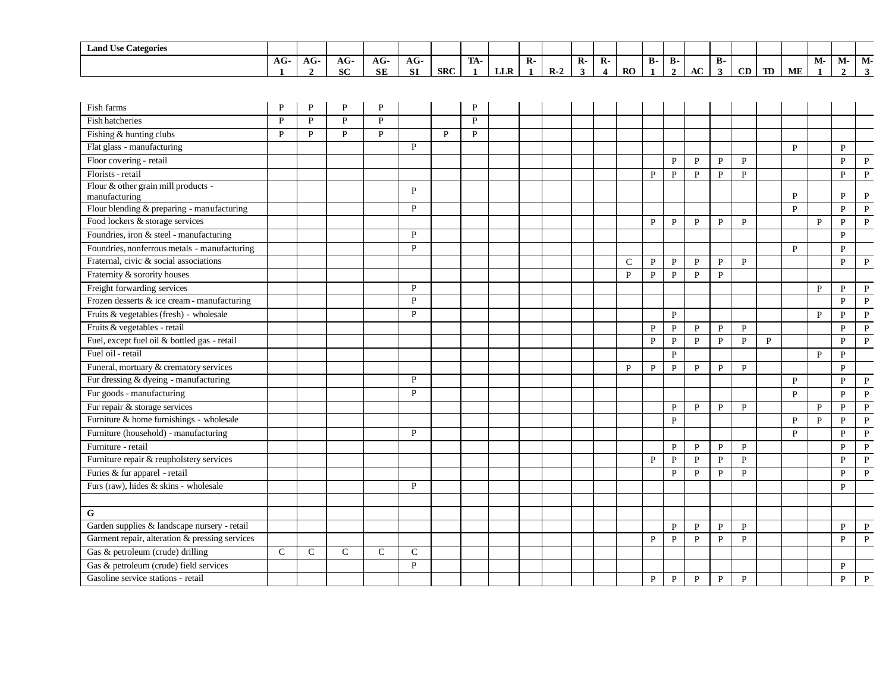| Land Use Categories | AG-1 | AG-2 | AG-SC | AG-SE | AG-SI | SRC | TA-1 | LLR | R-1 | R-2 | R-3 | R-4 | RO | B-1 | B-2 | AC | B-3 | CD | TD | ME | M-1 | M-2 | M-3 |
|---|---|---|---|---|---|---|---|---|---|---|---|---|---|---|---|---|---|---|---|---|---|---|---|
| Fish farms | P | P | P | P | | | P | | | | | | | | | | | | | | | | |
| Fish hatcheries | P | P | P | P | | | P | | | | | | | | | | | | | | | | |
| Fishing & hunting clubs | P | P | P | P | | P | P | | | | | | | | | | | | | | | | |
| Flat glass - manufacturing | | | | | P | | | | | | | | | | | | | | | P | | P | |
| Floor covering - retail | | | | | | | | | | | | | | | P | P | P | P | | | | P | P |
| Florists - retail | | | | | | | | | | | | | | P | P | P | P | P | | | | P | P |
| Flour & other grain mill products - manufacturing | | | | | P | | | | | | | | | | | | | | | P | | P | P |
| Flour blending & preparing - manufacturing | | | | | P | | | | | | | | | | | | | | | P | | P | P |
| Food lockers & storage services | | | | | | | | | | | | | | P | P | P | P | P | | | P | P | P |
| Foundries, iron & steel - manufacturing | | | | | P | | | | | | | | | | | | | | | | | P | |
| Foundries, nonferrous metals - manufacturing | | | | | P | | | | | | | | | | | | | | | P | | P | |
| Fraternal, civic & social associations | | | | | | | | | | | | | C | P | P | P | P | P | | | | P | P |
| Fraternity & sorority houses | | | | | | | | | | | | | P | P | P | P | P | | | | | | |
| Freight forwarding services | | | | | P | | | | | | | | | | | | | | | | P | P | P |
| Frozen desserts & ice cream - manufacturing | | | | | P | | | | | | | | | | | | | | | | | P | P |
| Fruits & vegetables (fresh) - wholesale | | | | | P | | | | | | | | | | P | | | | | | P | P | P |
| Fruits & vegetables - retail | | | | | | | | | | | | | | P | P | P | P | P | | | | P | P |
| Fuel, except fuel oil & bottled gas - retail | | | | | | | | | | | | | | P | P | P | P | P | P | | | P | P |
| Fuel oil - retail | | | | | | | | | | | | | | | P | | | | | | P | P | |
| Funeral, mortuary & crematory services | | | | | | | | | | | | | P | P | P | P | P | P | | | | P | |
| Fur dressing & dyeing - manufacturing | | | | | P | | | | | | | | | | | | | | | P | | P | P |
| Fur goods - manufacturing | | | | | P | | | | | | | | | | | | | | | P | | P | P |
| Fur repair & storage services | | | | | | | | | | | | | | | P | P | P | P | | | P | P | P |
| Furniture & home furnishings - wholesale | | | | | | | | | | | | | | | P | | | | | P | P | P | P |
| Furniture (household) - manufacturing | | | | | P | | | | | | | | | | | | | | | P | | P | P |
| Furniture - retail | | | | | | | | | | | | | | | P | P | P | P | | | | P | P |
| Furniture repair & reupholstery services | | | | | | | | | | | | | | P | P | P | P | P | | | | P | P |
| Furies & fur apparel - retail | | | | | | | | | | | | | | | P | P | P | P | | | | P | P |
| Furs (raw), hides & skins - wholesale | | | | | P | | | | | | | | | | | | | | | | | P | |
| | | | | | | | | | | | | | | | | | | | | | | | |
| **G** | | | | | | | | | | | | | | | | | | | | | | | |
| Garden supplies & landscape nursery - retail | | | | | | | | | | | | | | | P | P | P | P | | | | P | P |
| Garment repair, alteration & pressing services | | | | | | | | | | | | | | P | P | P | P | P | | | | P | P |
| Gas & petroleum (crude) drilling | C | C | C | C | C | | | | | | | | | | | | | | | | | | |
| Gas & petroleum (crude) field services | | | | | P | | | | | | | | | | | | | | | | | P | |
| Gasoline service stations - retail | | | | | | | | | | | | | | P | P | P | P | P | | | | P | P |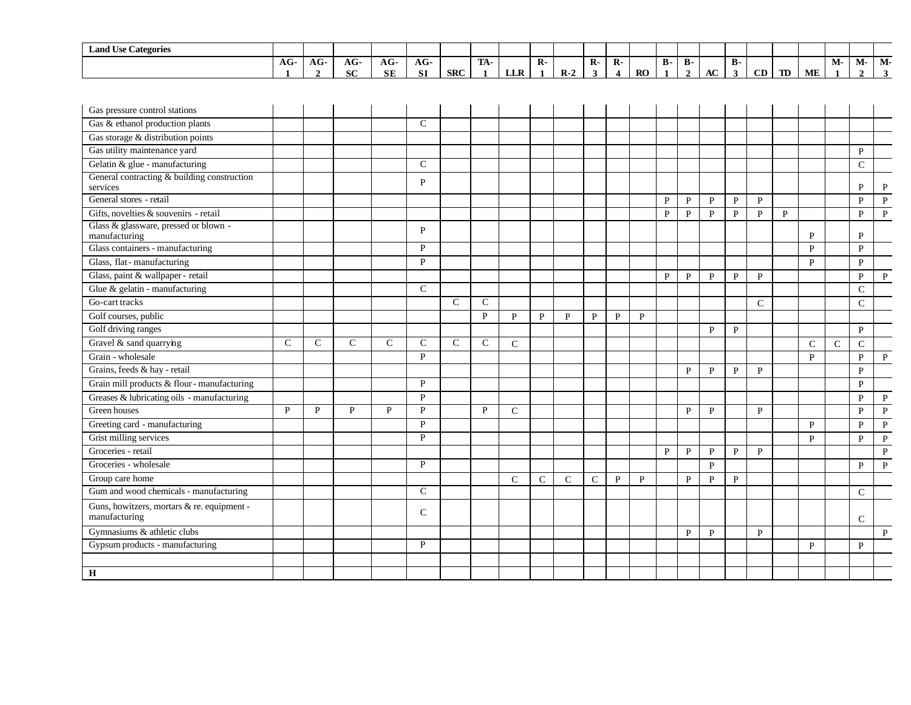| Land Use Categories | AG-1 | AG-2 | AG-SC | AG-SE | AG-SI | SRC | TA-1 | LLR | R-1 | R-2 | R-3 | R-4 | RO | B-1 | B-2 | AC | B-3 | CD | TD | ME | M-1 | M-2 | M-3 |
|---|---|---|---|---|---|---|---|---|---|---|---|---|---|---|---|---|---|---|---|---|---|---|---|
| Gas pressure control stations | | | | | | | | | | | | | | | | | | | | | | | |
| Gas & ethanol production plants | | | | | C | | | | | | | | | | | | | | | | | | |
| Gas storage & distribution points | | | | | | | | | | | | | | | | | | | | | | | |
| Gas utility maintenance yard | | | | | | | | | | | | | | | | | | | | | | P | |
| Gelatin & glue - manufacturing | | | | | C | | | | | | | | | | | | | | | | | C | |
| General contracting & building construction services | | | | | P | | | | | | | | | | | | | | | | | P | P |
| General stores - retail | | | | | | | | | | | | | | P | P | P | P | P | | | | P | P |
| Gifts, novelties & souvenirs - retail | | | | | | | | | | | | | | P | P | P | P | P | P | | | P | P |
| Glass & glassware, pressed or blown - manufacturing | | | | | P | | | | | | | | | | | | | | | P | | P | |
| Glass containers - manufacturing | | | | | P | | | | | | | | | | | | | | | P | | P | |
| Glass, flat - manufacturing | | | | | P | | | | | | | | | | | | | | | P | | P | |
| Glass, paint & wallpaper - retail | | | | | | | | | | | | | | P | P | P | P | P | | | | P | P |
| Glue & gelatin - manufacturing | | | | | C | | | | | | | | | | | | | | | | | C | |
| Go-cart tracks | | | | | | C | C | | | | | | | | | | | C | | | | C | |
| Golf courses, public | | | | | | | P | P | P | P | P | P | P | | | | | | | | | | |
| Golf driving ranges | | | | | | | | | | | | | | | | P | P | | | | | P | |
| Gravel & sand quarrying | C | C | C | C | C | C | C | C | | | | | | | | | | | | C | C | C | |
| Grain - wholesale | | | | | P | | | | | | | | | | | | | | | P | | P | P |
| Grains, feeds & hay - retail | | | | | | | | | | | | | | | P | P | P | P | | | | P | |
| Grain mill products & flour - manufacturing | | | | | P | | | | | | | | | | | | | | | | | P | |
| Greases & lubricating oils - manufacturing | | | | | P | | | | | | | | | | | | | | | | | P | P |
| Green houses | P | P | P | P | P | | P | C | | | | | | | P | P | | P | | | | P | P |
| Greeting card - manufacturing | | | | | P | | | | | | | | | | | | | | | P | | P | P |
| Grist milling services | | | | | P | | | | | | | | | | | | | | | P | | P | P |
| Groceries - retail | | | | | | | | | | | | | | P | P | P | P | P | | | | | P |
| Groceries - wholesale | | | | | P | | | | | | | | | | | P | | | | | | P | P |
| Group care home | | | | | | | | C | C | C | C | P | P | | P | P | P | | | | | | |
| Gum and wood chemicals - manufacturing | | | | | C | | | | | | | | | | | | | | | | | C | |
| Guns, howitzers, mortars & re. equipment - manufacturing | | | | | C | | | | | | | | | | | | | | | | | C | |
| Gymnasiums & athletic clubs | | | | | | | | | | | | | | | P | P | | P | | | | | P |
| Gypsum products - manufacturing | | | | | P | | | | | | | | | | | | | | | P | | P | |
| | | | | | | | | | | | | | | | | | | | | | | | |
| **H** | | | | | | | | | | | | | | | | | | | | | | | |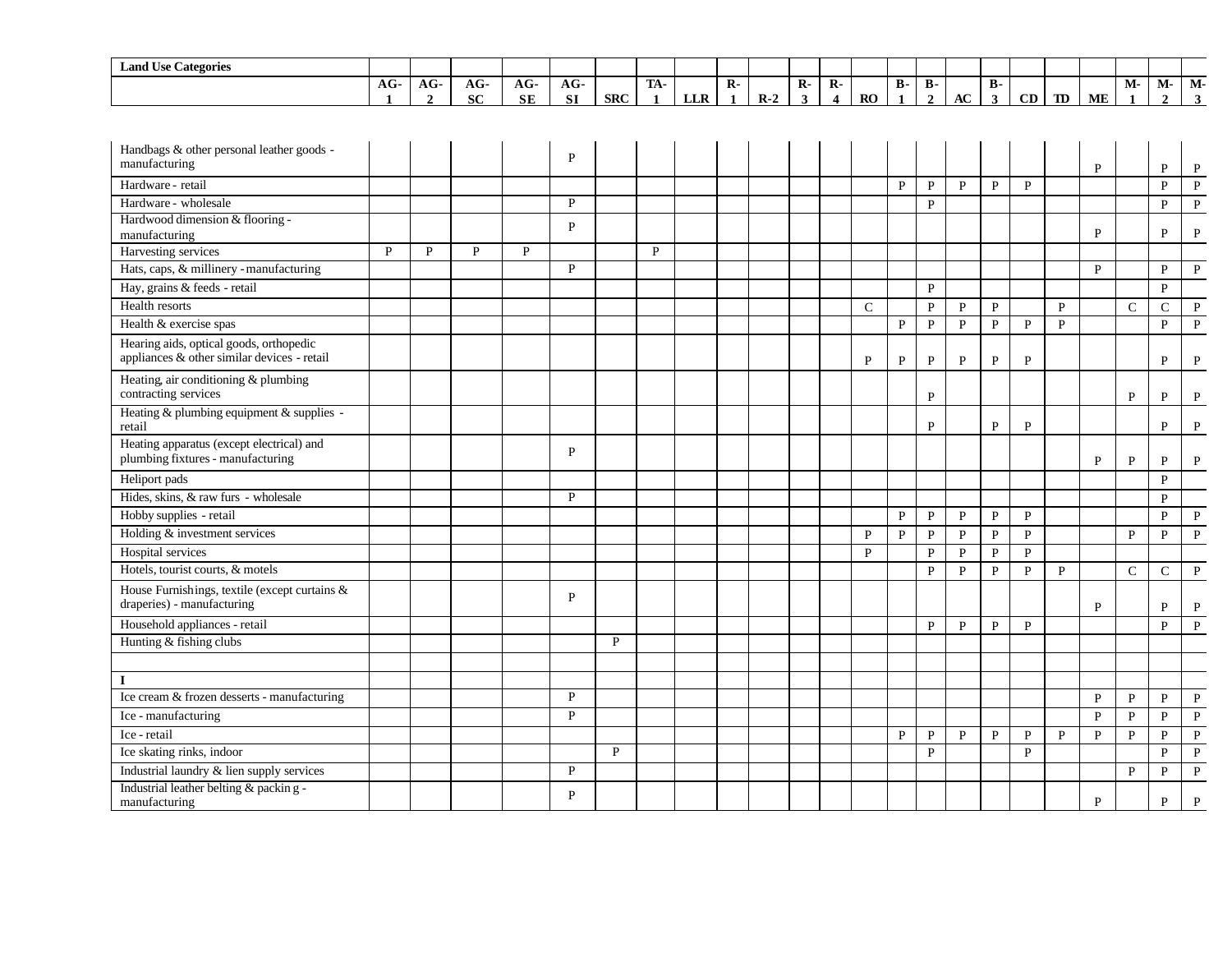| Land Use Categories | AG-1 | AG-2 | AG-SC | AG-SE | AG-SI | SRC | TA-1 | LLR | R-1 | R-2 | R-3 | R-4 | RO | B-1 | B-2 | AC | B-3 | CD | TD | ME | M-1 | M-2 | M-3 |
|---|---|---|---|---|---|---|---|---|---|---|---|---|---|---|---|---|---|---|---|---|---|---|---|
| Handbags & other personal leather goods - manufacturing | | | | | P | | | | | | | | | | | | | | | P | | P | P |
| Hardware - retail | | | | | | | | | | | | | | P | P | P | P | P | | | | P | P |
| Hardware - wholesale | | | | | P | | | | | | | | | | P | | | | | | | P | P |
| Hardwood dimension & flooring - manufacturing | | | | | P | | | | | | | | | | | | | | | P | | P | P |
| Harvesting services | P | P | P | P | | | P | | | | | | | | | | | | | | | | |
| Hats, caps, & millinery - manufacturing | | | | | P | | | | | | | | | | | | | | | P | | P | P |
| Hay, grains & feeds - retail | | | | | | | | | | | | | | | P | | | | | | | P | |
| Health resorts | | | | | | | | | | | | | C | | P | P | P | | P | | C | C | P |
| Health & exercise spas | | | | | | | | | | | | | | P | P | P | P | P | P | | | P | P |
| Hearing aids, optical goods, orthopedic appliances & other similar devices - retail | | | | | | | | | | | | | P | P | P | P | P | P | | | | P | P |
| Heating, air conditioning & plumbing contracting services | | | | | | | | | | | | | | | P | | | | | | P | P | P |
| Heating & plumbing equipment & supplies - retail | | | | | | | | | | | | | | | P | | P | P | | | | P | P |
| Heating apparatus (except electrical) and plumbing fixtures - manufacturing | | | | | P | | | | | | | | | | | | | | | P | P | P | P |
| Heliport pads | | | | | | | | | | | | | | | | | | | | | | P | |
| Hides, skins, & raw furs - wholesale | | | | | P | | | | | | | | | | | | | | | | | P | |
| Hobby supplies - retail | | | | | | | | | | | | | | P | P | P | P | P | | | | P | P |
| Holding & investment services | | | | | | | | | | | | | P | P | P | P | P | P | | | P | P | P |
| Hospital services | | | | | | | | | | | | | P | | P | P | P | P | | | | | |
| Hotels, tourist courts, & motels | | | | | | | | | | | | | | | P | P | P | P | P | | C | C | P |
| House Furnishings, textile (except curtains & draperies) - manufacturing | | | | | P | | | | | | | | | | | | | | | P | | P | P |
| Household appliances - retail | | | | | | | | | | | | | | | P | P | P | P | | | | P | P |
| Hunting & fishing clubs | | | | | | P | | | | | | | | | | | | | | | | | |
| | | | | | | | | | | | | | | | | | | | | | | | |
| **I** | | | | | | | | | | | | | | | | | | | | | | | |
| Ice cream & frozen desserts - manufacturing | | | | | P | | | | | | | | | | | | | | | P | P | P | P |
| Ice - manufacturing | | | | | P | | | | | | | | | | | | | | | P | P | P | P |
| Ice - retail | | | | | | | | | | | | | | P | P | P | P | P | P | P | P | P | P |
| Ice skating rinks, indoor | | | | | | P | | | | | | | | | P | | | P | | | | P | P |
| Industrial laundry & lien supply services | | | | | P | | | | | | | | | | | | | | | | P | P | P |
| Industrial leather belting & packing - manufacturing | | | | | P | | | | | | | | | | | | | | | P | | P | P |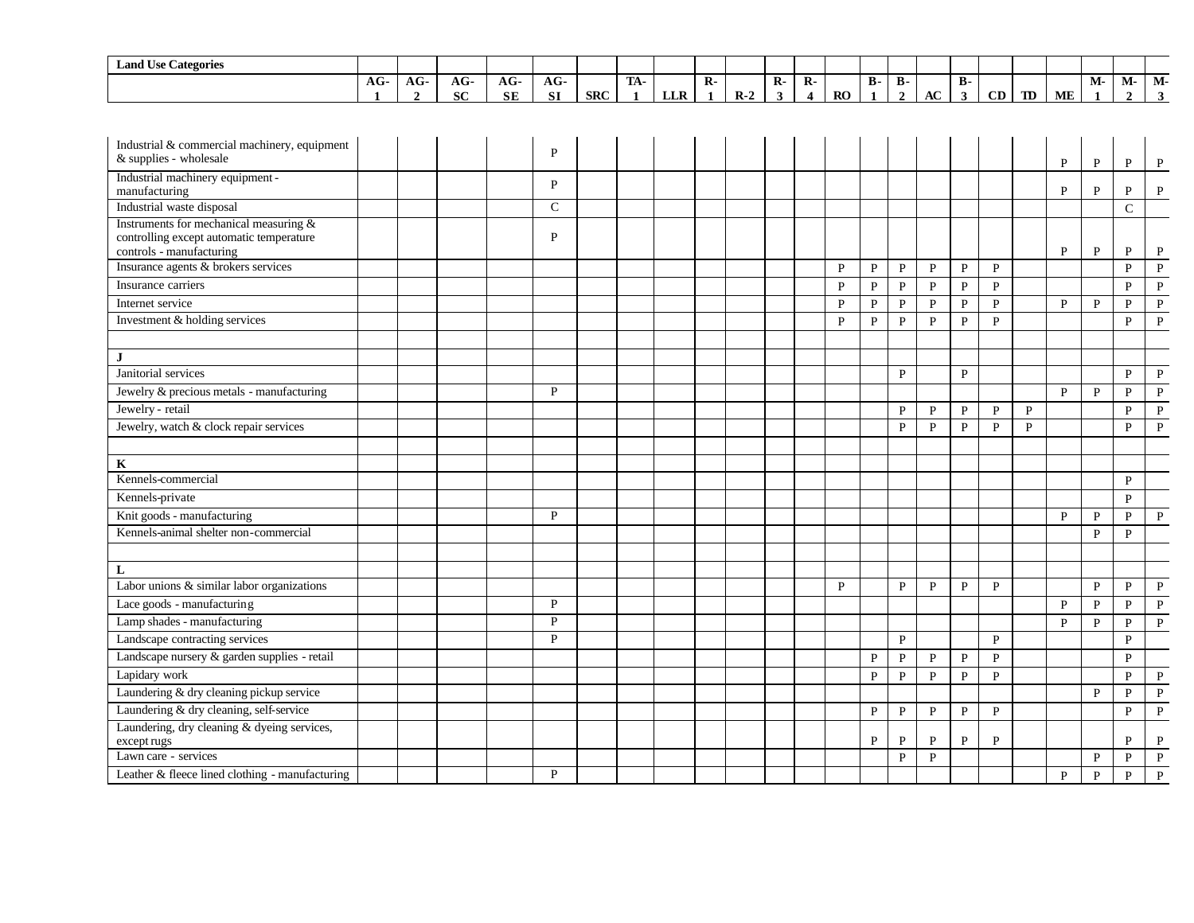| Land Use Categories | AG-1 | AG-2 | AG-SC | AG-SE | AG-SI | SRC | TA-1 | LLR | R-1 | R-2 | R-3 | R-4 | RO | B-1 | B-2 | AC | B-3 | CD | TD | ME | M-1 | M-2 | M-3 |
|---|---|---|---|---|---|---|---|---|---|---|---|---|---|---|---|---|---|---|---|---|---|---|---|
| Industrial & commercial machinery, equipment & supplies - wholesale | | | | | P | | | | | | | | | | | | | | | P | P | P | P |
| Industrial machinery equipment - manufacturing | | | | | P | | | | | | | | | | | | | | | P | P | P | P |
| Industrial waste disposal | | | | | C | | | | | | | | | | | | | | | | | C | |
| Instruments for mechanical measuring & controlling except automatic temperature controls - manufacturing | | | | | P | | | | | | | | | | | | | | | P | P | P | P |
| Insurance agents & brokers services | | | | | | | | | | | | | P | P | P | P | P | P | | | | P | P |
| Insurance carriers | | | | | | | | | | | | | P | P | P | P | P | P | | | | P | P |
| Internet service | | | | | | | | | | | | | P | P | P | P | P | P | | P | P | P | P |
| Investment & holding services | | | | | | | | | | | | | P | P | P | P | P | P | | | | P | P |
| | | | | | | | | | | | | | | | | | | | | | | | |
| **J** | | | | | | | | | | | | | | | | | | | | | | | |
| Janitorial services | | | | | | | | | | | | | | | P | | P | | | | | P | P |
| Jewelry & precious metals - manufacturing | | | | | P | | | | | | | | | | | | | | | P | P | P | P |
| Jewelry - retail | | | | | | | | | | | | | | | P | P | P | P | P | | | P | P |
| Jewelry, watch & clock repair services | | | | | | | | | | | | | | | P | P | P | P | P | | | P | P |
| | | | | | | | | | | | | | | | | | | | | | | | |
| **K** | | | | | | | | | | | | | | | | | | | | | | | |
| Kennels-commercial | | | | | | | | | | | | | | | | | | | | | | P | |
| Kennels-private | | | | | | | | | | | | | | | | | | | | | | P | |
| Knit goods - manufacturing | | | | | P | | | | | | | | | | | | | | | P | P | P | P |
| Kennels-animal shelter non-commercial | | | | | | | | | | | | | | | | | | | | | P | P | |
| | | | | | | | | | | | | | | | | | | | | | | | |
| **L** | | | | | | | | | | | | | | | | | | | | | | | |
| Labor unions & similar labor organizations | | | | | | | | | | | | | P | | P | P | P | P | | | P | P | P |
| Lace goods - manufacturing | | | | | P | | | | | | | | | | | | | | | P | P | P | P |
| Lamp shades - manufacturing | | | | | P | | | | | | | | | | | | | | | P | P | P | P |
| Landscape contracting services | | | | | P | | | | | | | | | | P | | | P | | | | P | |
| Landscape nursery & garden supplies - retail | | | | | | | | | | | | | | P | P | P | P | P | | | | P | |
| Lapidary work | | | | | | | | | | | | | | P | P | P | P | P | | | | P | P |
| Laundering & dry cleaning pickup service | | | | | | | | | | | | | | | | | | | | | P | P | P |
| Laundering & dry cleaning, self-service | | | | | | | | | | | | | | P | P | P | P | P | | | | P | P |
| Laundering, dry cleaning & dyeing services, except rugs | | | | | | | | | | | | | | P | P | P | P | P | | | | P | P |
| Lawn care - services | | | | | | | | | | | | | | | P | P | | | | | P | P | P |
| Leather & fleece lined clothing - manufacturing | | | | | P | | | | | | | | | | | | | | | P | P | P | P |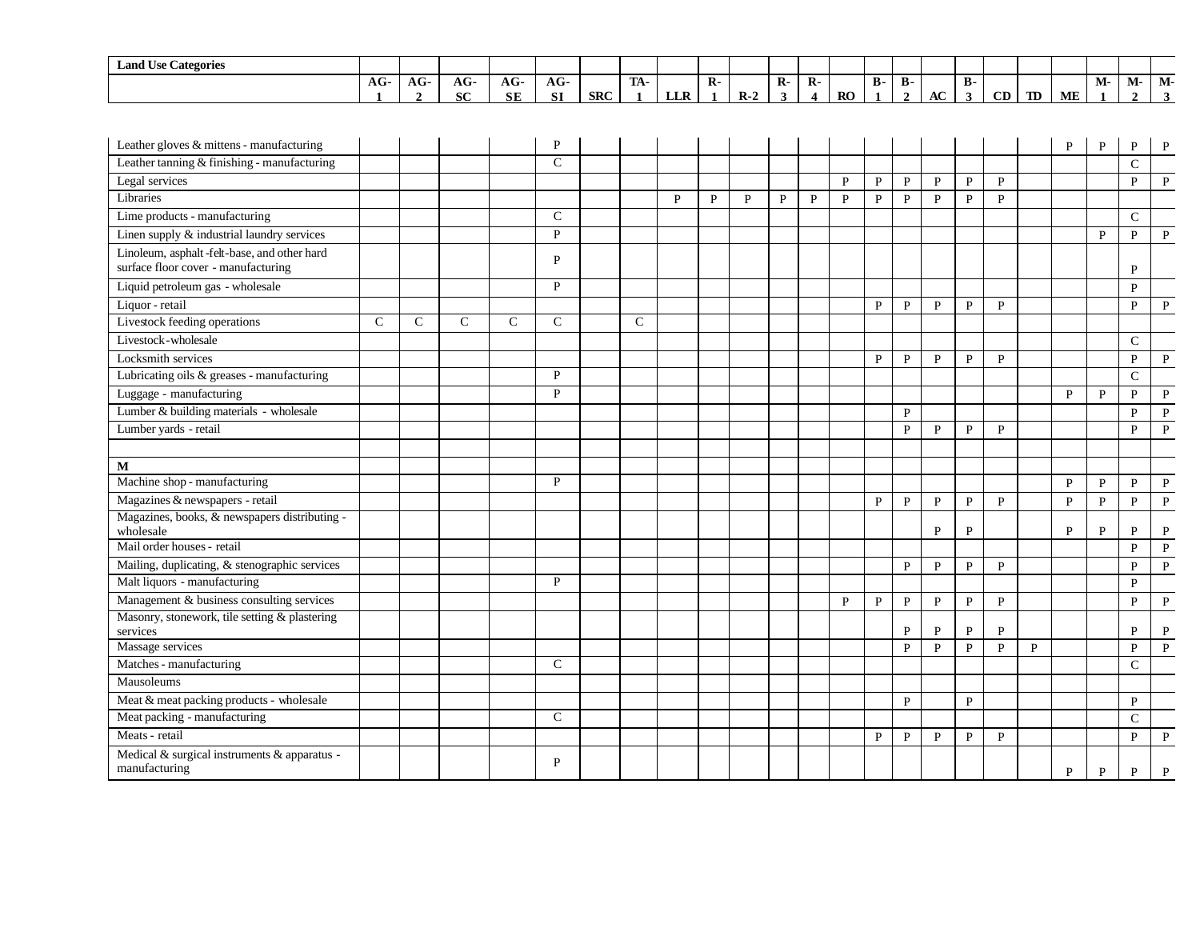| Land Use Categories | AG-1 | AG-2 | AG-SC | AG-SE | AG-SI | SRC | TA-1 | LLR | R-1 | R-2 | R-3 | R-4 | RO | B-1 | B-2 | AC | B-3 | CD | TD | ME | M-1 | M-2 | M-3 |
|---|---|---|---|---|---|---|---|---|---|---|---|---|---|---|---|---|---|---|---|---|---|---|---|
| Leather gloves & mittens - manufacturing | | | | | P | | | | | | | | | | | | | | | P | P | P | P |
| Leather tanning & finishing - manufacturing | | | | | C | | | | | | | | | | | | | | | | | C | |
| Legal services | | | | | | | | | | | | | P | P | P | P | P | P | | | | P | P |
| Libraries | | | | | | | | P | P | P | P | P | P | P | P | P | P | P | | | | | |
| Lime products - manufacturing | | | | | C | | | | | | | | | | | | | | | | | C | |
| Linen supply & industrial laundry services | | | | | P | | | | | | | | | | | | | | | | P | P | P |
| Linoleum, asphalt-felt-base, and other hard surface floor cover - manufacturing | | | | | P | | | | | | | | | | | | | | | | | P | |
| Liquid petroleum gas - wholesale | | | | | P | | | | | | | | | | | | | | | | | P | |
| Liquor - retail | | | | | | | | | | | | | | P | P | P | P | P | | | | P | P |
| Livestock feeding operations | C | C | C | C | C | | C | | | | | | | | | | | | | | | | |
| Livestock-wholesale | | | | | | | | | | | | | | | | | | | | | | C | |
| Locksmith services | | | | | | | | | | | | | | P | P | P | P | P | | | | P | P |
| Lubricating oils & greases - manufacturing | | | | | P | | | | | | | | | | | | | | | | | C | |
| Luggage - manufacturing | | | | | P | | | | | | | | | | | | | | | P | P | P | P |
| Lumber & building materials - wholesale | | | | | | | | | | | | | | | P | | | | | | | P | P |
| Lumber yards - retail | | | | | | | | | | | | | | | P | P | P | P | | | | P | P |
| | | | | | | | | | | | | | | | | | | | | | | | |
| **M** | | | | | | | | | | | | | | | | | | | | | | | |
| Machine shop - manufacturing | | | | | P | | | | | | | | | | | | | | | P | P | P | P |
| Magazines & newspapers - retail | | | | | | | | | | | | | | P | P | P | P | P | | P | P | P | P |
| Magazines, books, & newspapers distributing - wholesale | | | | | | | | | | | | | | | | P | P | | | P | P | P | P |
| Mail order houses - retail | | | | | | | | | | | | | | | | | | | | | | P | P |
| Mailing, duplicating, & stenographic services | | | | | | | | | | | | | | | P | P | P | P | | | | P | P |
| Malt liquors - manufacturing | | | | | P | | | | | | | | | | | | | | | | | P | |
| Management & business consulting services | | | | | | | | | | | | | P | P | P | P | P | P | | | | P | P |
| Masonry, stonework, tile setting & plastering services | | | | | | | | | | | | | | | P | P | P | P | | | | P | P |
| Massage services | | | | | | | | | | | | | | | P | P | P | P | P | | | P | P |
| Matches - manufacturing | | | | | C | | | | | | | | | | | | | | | | | C | |
| Mausoleums | | | | | | | | | | | | | | | | | | | | | | | |
| Meat & meat packing products - wholesale | | | | | | | | | | | | | | | P | | P | | | | | P | |
| Meat packing - manufacturing | | | | | C | | | | | | | | | | | | | | | | | C | |
| Meats - retail | | | | | | | | | | | | | | P | P | P | P | P | | | | P | P |
| Medical & surgical instruments & apparatus - manufacturing | | | | | P | | | | | | | | | | | | | | | P | P | P | P |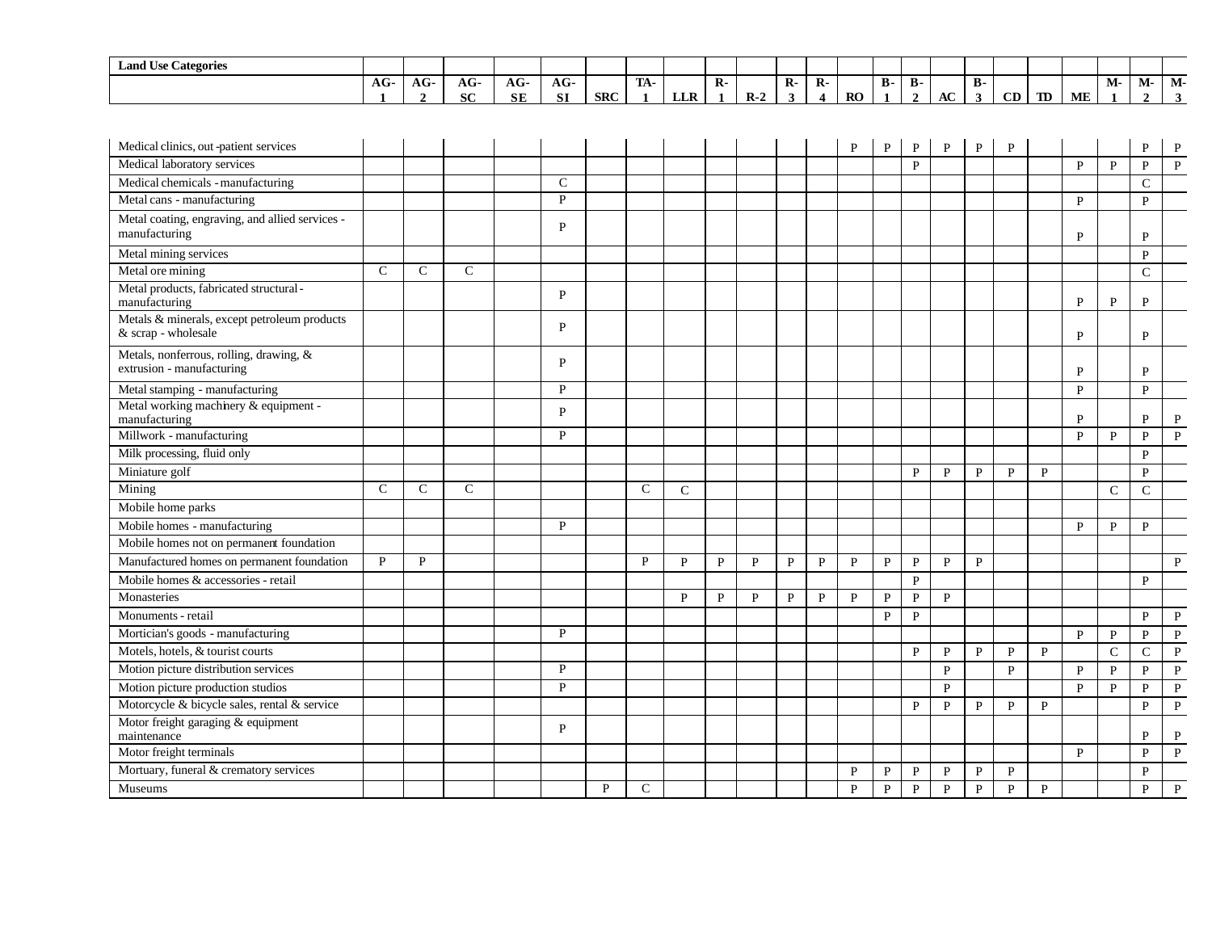| Land Use Categories | AG-1 | AG-2 | AG-SC | AG-SE | AG-SI | SRC | TA-1 | LLR | R-1 | R-2 | R-3 | R-4 | RO | B-1 | B-2 | AC | B-3 | CD | TD | ME | M-1 | M-2 | M-3 |
|---|---|---|---|---|---|---|---|---|---|---|---|---|---|---|---|---|---|---|---|---|---|---|---|
| Medical clinics, out-patient services | | | | | | | | | | | | | P | P | P | P | P | P | | | | P | P |
| Medical laboratory services | | | | | | | | | | | | | | | P | | | | | P | P | P | P |
| Medical chemicals - manufacturing | | | | | C | | | | | | | | | | | | | | | | | C | |
| Metal cans - manufacturing | | | | | P | | | | | | | | | | | | | | | P | | P | |
| Metal coating, engraving, and allied services - manufacturing | | | | | P | | | | | | | | | | | | | | | P | | P | |
| Metal mining services | | | | | | | | | | | | | | | | | | | | | | P | |
| Metal ore mining | C | C | C | | | | | | | | | | | | | | | | | | | C | |
| Metal products, fabricated structural - manufacturing | | | | | P | | | | | | | | | | | | | | | P | P | P | |
| Metals & minerals, except petroleum products & scrap - wholesale | | | | | P | | | | | | | | | | | | | | | P | | P | |
| Metals, nonferrous, rolling, drawing, & extrusion - manufacturing | | | | | P | | | | | | | | | | | | | | | P | | P | |
| Metal stamping - manufacturing | | | | | P | | | | | | | | | | | | | | | P | | P | |
| Metal working machinery & equipment - manufacturing | | | | | P | | | | | | | | | | | | | | | P | | P | P |
| Millwork - manufacturing | | | | | P | | | | | | | | | | | | | | | P | P | P | P |
| Milk processing, fluid only | | | | | | | | | | | | | | | | | | | | | | P | |
| Miniature golf | | | | | | | | | | | | | | | P | P | P | P | P | | | P | |
| Mining | C | C | C | | | | C | C | | | | | | | | | | | | | C | C | |
| Mobile home parks | | | | | | | | | | | | | | | | | | | | | | | |
| Mobile homes - manufacturing | | | | | P | | | | | | | | | | | | | | | P | P | P | |
| Mobile homes not on permanent foundation | | | | | | | | | | | | | | | | | | | | | | | |
| Manufactured homes on permanent foundation | P | P | | | | | P | P | P | P | P | P | P | P | P | P | P | | | | | | P |
| Mobile homes & accessories - retail | | | | | | | | | | | | | | | P | | | | | | | P | |
| Monasteries | | | | | | | | P | P | P | P | P | P | P | P | P | | | | | | | |
| Monuments - retail | | | | | | | | | | | | | | P | P | | | | | | | P | P |
| Mortician's goods - manufacturing | | | | | P | | | | | | | | | | | | | | | P | P | P | P |
| Motels, hotels, & tourist courts | | | | | | | | | | | | | | | P | P | P | P | P | | C | C | P |
| Motion picture distribution services | | | | | P | | | | | | | | | | | P | | P | | P | P | P | P |
| Motion picture production studios | | | | | P | | | | | | | | | | | P | | | | P | P | P | P |
| Motorcycle & bicycle sales, rental & service | | | | | | | | | | | | | | | P | P | P | P | P | | | P | P |
| Motor freight garaging & equipment maintenance | | | | | P | | | | | | | | | | | | | | | | | P | P |
| Motor freight terminals | | | | | | | | | | | | | | | | | | | | P | | P | P |
| Mortuary, funeral & crematory services | | | | | | | | | | | | | P | P | P | P | P | P | | | | P | |
| Museums | | | | | | P | C | | | | | | P | P | P | P | P | P | P | | | P | P |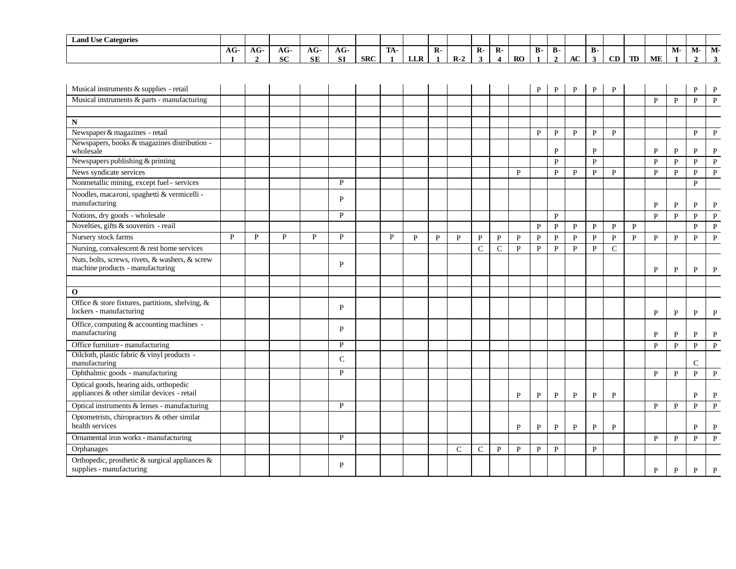| Land Use Categories | AG-1 | AG-2 | AG-SC | AG-SE | AG-SI | SRC | TA-1 | LLR | R-1 | R-2 | R-3 | R-4 | RO | B-1 | B-2 | AC | B-3 | CD | TD | ME | M-1 | M-2 | M-3 |
|---|---|---|---|---|---|---|---|---|---|---|---|---|---|---|---|---|---|---|---|---|---|---|---|
| Musical instruments & supplies - retail | | | | | | | | | | | | | | P | P | P | P | P | | | | P | P |
| Musical instruments & parts - manufacturing | | | | | | | | | | | | | | | | | | | | P | P | P | P |
| | | | | | | | | | | | | | | | | | | | | | | | |
| **N** | | | | | | | | | | | | | | | | | | | | | | | |
| Newspaper & magazines - retail | | | | | | | | | | | | | | P | P | P | P | P | | | | P | P |
| Newspapers, books & magazines distribution - wholesale | | | | | | | | | | | | | | | P | | P | | | P | P | P | P |
| Newspapers publishing & printing | | | | | | | | | | | | | | | P | | P | | | P | P | P | P |
| News syndicate services | | | | | | | | | | | | | P | | P | P | P | P | | P | P | P | P |
| Nonmetallic mining, except fuel - services | | | | | P | | | | | | | | | | | | | | | | | P | |
| Noodles, macaroni, spaghetti & vermicelli - manufacturing | | | | | P | | | | | | | | | | | | | | | P | P | P | P |
| Notions, dry goods - wholesale | | | | | P | | | | | | | | | | P | | | | | P | P | P | P |
| Novelties, gifts & souvenirs - reail | | | | | | | | | | | | | | P | P | P | P | P | P | | | P | P |
| Nursery stock farms | P | P | P | P | P | | P | P | P | P | P | P | P | P | P | P | P | P | P | P | P | P | P |
| Nursing, convalescent & rest home services | | | | | | | | | | | C | C | P | P | P | P | P | C | | | | | |
| Nuts, bolts, screws, rivets, & washers, & screw machine products - manufacturing | | | | | P | | | | | | | | | | | | | | | P | P | P | P |
| | | | | | | | | | | | | | | | | | | | | | | | |
| **O** | | | | | | | | | | | | | | | | | | | | | | | |
| Office & store fixtures, partitions, shelving, & lockers - manufacturing | | | | | P | | | | | | | | | | | | | | | P | P | P | P |
| Office, computing & accounting machines - manufacturing | | | | | P | | | | | | | | | | | | | | | P | P | P | P |
| Office furniture - manufacturing | | | | | P | | | | | | | | | | | | | | | P | P | P | P |
| Oilcloth, plastic fabric & vinyl products - manufacturing | | | | | C | | | | | | | | | | | | | | | | | C | |
| Ophthalmic goods - manufacturing | | | | | P | | | | | | | | | | | | | | | P | P | P | P |
| Optical goods, hearing aids, orthopedic appliances & other similar devices - retail | | | | | | | | | | | | | P | P | P | P | P | P | | | | P | P |
| Optical instruments & lenses - manufacturing | | | | | P | | | | | | | | | | | | | | | P | P | P | P |
| Optometrists, chiropractors & other similar health services | | | | | | | | | | | | | P | P | P | P | P | P | | | | P | P |
| Ornamental iron works - manufacturing | | | | | P | | | | | | | | | | | | | | | P | P | P | P |
| Orphanages | | | | | | | | | | C | C | P | P | P | P | | P | | | | | | |
| Orthopedic, prosthetic & surgical appliances & supplies - manufacturing | | | | | P | | | | | | | | | | | | | | | P | P | P | P |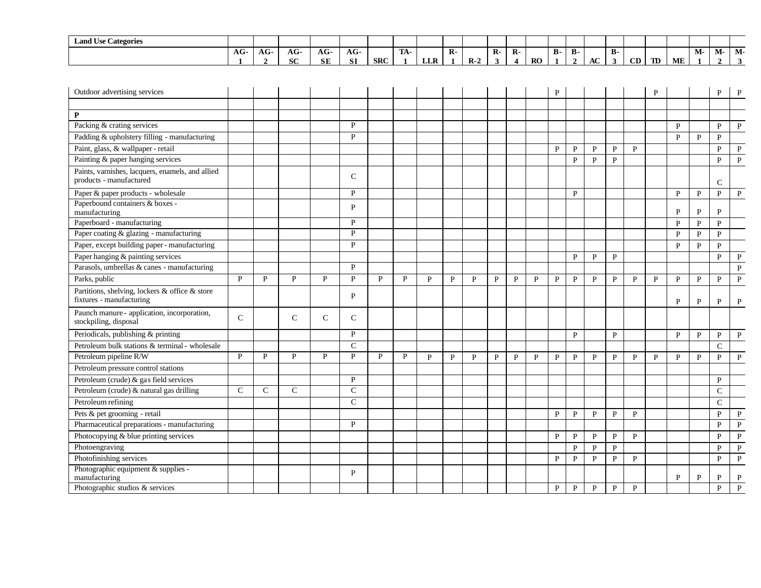| Land Use Categories | AG-1 | AG-2 | AG-SC | AG-SE | AG-SI | SRC | TA-1 | LLR | R-1 | R-2 | R-3 | R-4 | RO | B-1 | B-2 | AC | B-3 | CD | TD | ME | M-1 | M-2 | M-3 |
|---|---|---|---|---|---|---|---|---|---|---|---|---|---|---|---|---|---|---|---|---|---|---|---|
| Outdoor advertising services | | | | | | | | | | | | | | P | | | | | P | | | P | P |
| | | | | | | | | | | | | | | | | | | | | | | | |
| **P** | | | | | | | | | | | | | | | | | | | | | | | |
| Packing & crating services | | | | | P | | | | | | | | | | | | | | | P | | P | P |
| Padding & upholstery filling - manufacturing | | | | | P | | | | | | | | | | | | | | | P | P | P | |
| Paint, glass, & wallpaper - retail | | | | | | | | | | | | | | P | P | P | P | P | | | | P | P |
| Painting & paper hanging services | | | | | | | | | | | | | | | P | P | P | | | | | P | P |
| Paints, varnishes, lacquers, enamels, and allied products - manufactured | | | | | C | | | | | | | | | | | | | | | | | C | |
| Paper & paper products - wholesale | | | | | P | | | | | | | | | | P | | | | | P | P | P | P |
| Paperbound containers & boxes - manufacturing | | | | | P | | | | | | | | | | | | | | | P | P | P | |
| Paperboard - manufacturing | | | | | P | | | | | | | | | | | | | | | P | P | P | |
| Paper coating & glazing - manufacturing | | | | | P | | | | | | | | | | | | | | | P | P | P | |
| Paper, except building paper - manufacturing | | | | | P | | | | | | | | | | | | | | | P | P | P | |
| Paper hanging & painting services | | | | | | | | | | | | | | | P | P | P | | | | | P | P |
| Parasols, umbrellas & canes - manufacturing | | | | | P | | | | | | | | | | | | | | | | | | P |
| Parks, public | P | P | P | P | P | P | P | P | P | P | P | P | P | P | P | P | P | P | P | P | P | P | P |
| Partitions, shelving, lockers & office & store fixtures - manufacturing | | | | | P | | | | | | | | | | | | | | | P | P | P | P |
| Paunch manure - application, incorporation, stockpiling, disposal | C | | C | C | C | | | | | | | | | | | | | | | | | | |
| Periodicals, publishing & printing | | | | | P | | | | | | | | | | P | | P | | | P | P | P | P |
| Petroleum bulk stations & terminal - wholesale | | | | | C | | | | | | | | | | | | | | | | | C | |
| Petroleum pipeline R/W | P | P | P | P | P | P | P | P | P | P | P | P | P | P | P | P | P | P | P | P | P | P | P |
| Petroleum pressure control stations | | | | | | | | | | | | | | | | | | | | | | | |
| Petroleum (crude) & gas field services | | | | | P | | | | | | | | | | | | | | | | | P | |
| Petroleum (crude) & natural gas drilling | C | C | C | | C | | | | | | | | | | | | | | | | | C | |
| Petroleum refining | | | | | C | | | | | | | | | | | | | | | | | C | |
| Pets & pet grooming - retail | | | | | | | | | | | | | | P | P | P | P | P | | | | P | P |
| Pharmaceutical preparations - manufacturing | | | | | P | | | | | | | | | | | | | | | | | P | P |
| Photocopying & blue printing services | | | | | | | | | | | | | | P | P | P | P | P | | | | P | P |
| Photoengraving | | | | | | | | | | | | | | | P | P | P | | | | | P | P |
| Photofinishing services | | | | | | | | | | | | | | P | P | P | P | P | | | | P | P |
| Photographic equipment & supplies - manufacturing | | | | | P | | | | | | | | | | | | | | | P | P | P | P |
| Photographic studios & services | | | | | | | | | | | | | | P | P | P | P | P | | | | P | P |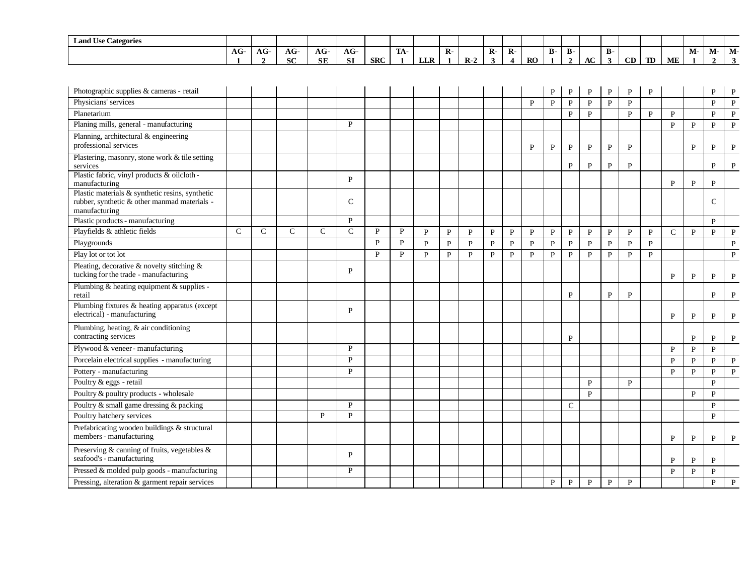| Land Use Categories | AG-1 | AG-2 | AG-SC | AG-SE | AG-SI | SRC | TA-1 | LLR | R-1 | R-2 | R-3 | R-4 | RO | B-1 | B-2 | AC | B-3 | CD | TD | ME | M-1 | M-2 | M-3 |
|---|---|---|---|---|---|---|---|---|---|---|---|---|---|---|---|---|---|---|---|---|---|---|---|
| Photographic supplies & cameras - retail | | | | | | | | | | | | | | P | P | P | P | P | P | | | P | P |
| Physicians' services | | | | | | | | | | | | | P | P | P | P | P | P | | | | P | P |
| Planetarium | | | | | | | | | | | | | | | P | P | | P | P | P | | P | P |
| Planing mills, general - manufacturing | | | | | P | | | | | | | | | | | | | | | P | P | P | P |
| Planning, architectural & engineering professional services | | | | | | | | | | | | | P | P | P | P | P | P | | | P | P | P |
| Plastering, masonry, stone work & tile setting services | | | | | | | | | | | | | | | P | P | P | P | | | | P | P |
| Plastic fabric, vinyl products & oilcloth - manufacturing | | | | | P | | | | | | | | | | | | | | | P | P | P | |
| Plastic materials & synthetic resins, synthetic rubber, synthetic & other manmad materials - manufacturing | | | | | C | | | | | | | | | | | | | | | | | C | |
| Plastic products - manufacturing | | | | | P | | | | | | | | | | | | | | | | | P | |
| Playfields & athletic fields | C | C | C | C | C | P | P | P | P | P | P | P | P | P | P | P | P | P | P | C | P | P | P |
| Playgrounds | | | | | | P | P | P | P | P | P | P | P | P | P | P | P | P | P | | | | P |
| Play lot or tot lot | | | | | | P | P | P | P | P | P | P | P | P | P | P | P | P | P | | | | P |
| Pleating, decorative & novelty stitching & tucking for the trade - manufacturing | | | | | P | | | | | | | | | | | | | | | P | P | P | P |
| Plumbing & heating equipment & supplies - retail | | | | | | | | | | | | | | | P | | P | P | | | | P | P |
| Plumbing fixtures & heating apparatus (except electrical) - manufacturing | | | | | P | | | | | | | | | | | | | | | P | P | P | P |
| Plumbing, heating, & air conditioning contracting services | | | | | | | | | | | | | | | P | | | | | | P | P | P |
| Plywood & veneer - manufacturing | | | | | P | | | | | | | | | | | | | | | P | P | P | |
| Porcelain electrical supplies - manufacturing | | | | | P | | | | | | | | | | | | | | | P | P | P | P |
| Pottery - manufacturing | | | | | P | | | | | | | | | | | | | | | P | P | P | P |
| Poultry & eggs - retail | | | | | | | | | | | | | | | | P | | P | | | | P | |
| Poultry & poultry products - wholesale | | | | | | | | | | | | | | | | P | | | | | P | P | |
| Poultry & small game dressing & packing | | | | | P | | | | | | | | | | C | | | | | | | P | |
| Poultry hatchery services | | | | P | P | | | | | | | | | | | | | | | | | P | |
| Prefabricating wooden buildings & structural members - manufacturing | | | | | | | | | | | | | | | | | | | | P | P | P | P |
| Preserving & canning of fruits, vegetables & seafood's - manufacturing | | | | | P | | | | | | | | | | | | | | | P | P | P | |
| Pressed & molded pulp goods - manufacturing | | | | | P | | | | | | | | | | | | | | | P | P | P | |
| Pressing, alteration & garment repair services | | | | | | | | | | | | | | P | P | P | P | P | | | | P | P |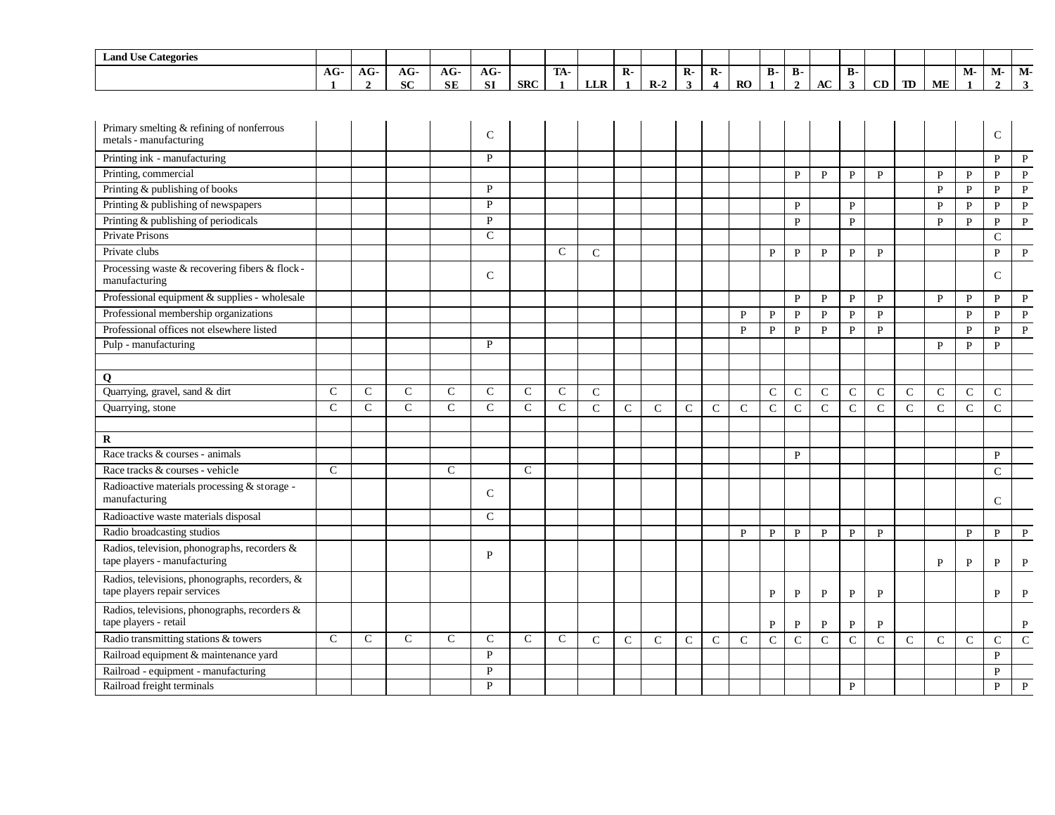| Land Use Categories | AG-1 | AG-2 | AG-SC | AG-SE | AG-SI | SRC | TA-1 | LLR | R-1 | R-2 | R-3 | R-4 | RO | B-1 | B-2 | AC | B-3 | CD | TD | ME | M-1 | M-2 | M-3 |
|---|---|---|---|---|---|---|---|---|---|---|---|---|---|---|---|---|---|---|---|---|---|---|---|
| Primary smelting & refining of nonferrous metals - manufacturing | | | | | C | | | | | | | | | | | | | | | | | C | |
| Printing ink - manufacturing | | | | | P | | | | | | | | | | | | | | | | | P | P |
| Printing, commercial | | | | | | | | | | | | | | | P | P | P | P | | P | P | P | P |
| Printing & publishing of books | | | | | P | | | | | | | | | | | | | | | P | P | P | P |
| Printing & publishing of newspapers | | | | | P | | | | | | | | | | P | | P | | | P | P | P | P |
| Printing & publishing of periodicals | | | | | P | | | | | | | | | | P | | P | | | P | P | P | P |
| Private Prisons | | | | | C | | | | | | | | | | | | | | | | | C | |
| Private clubs | | | | | | | C | C | | | | | | P | P | P | P | P | | | | P | P |
| Processing waste & recovering fibers & flock - manufacturing | | | | | C | | | | | | | | | | | | | | | | | C | |
| Professional equipment & supplies - wholesale | | | | | | | | | | | | | | | P | P | P | P | | P | P | P | P |
| Professional membership organizations | | | | | | | | | | | | | P | P | P | P | P | P | | | P | P | P |
| Professional offices not elsewhere listed | | | | | | | | | | | | | P | P | P | P | P | P | | | P | P | P |
| Pulp - manufacturing | | | | | P | | | | | | | | | | | | | | | P | P | P | |
| | | | | | | | | | | | | | | | | | | | | | | | |
| **Q** | | | | | | | | | | | | | | | | | | | | | | | |
| Quarrying, gravel, sand & dirt | C | C | C | C | C | C | C | C | | | | | | C | C | C | C | C | C | C | C | C | |
| Quarrying, stone | C | C | C | C | C | C | C | C | C | C | C | C | C | C | C | C | C | C | C | C | C | C | |
| | | | | | | | | | | | | | | | | | | | | | | | |
| **R** | | | | | | | | | | | | | | | | | | | | | | | |
| Race tracks & courses - animals | | | | | | | | | | | | | | | P | | | | | | | P | |
| Race tracks & courses - vehicle | C | | | C | | C | | | | | | | | | | | | | | | | | |
| Radioactive materials processing & storage - manufacturing | | | | | C | | | | | | | | | | | | | | | | | C | |
| Radioactive waste materials disposal | | | | | C | | | | | | | | | | | | | | | | | | |
| Radio broadcasting studios | | | | | | | | | | | | | P | P | P | P | P | P | | | P | P | P |
| Radios, television, phonographs, recorders & tape players - manufacturing | | | | | P | | | | | | | | | | | | | | | P | P | P | P |
| Radios, televisions, phonographs, recorders, & tape players repair services | | | | | | | | | | | | | | P | P | P | P | P | | | | P | P |
| Radios, televisions, phonographs, recorders & tape players - retail | | | | | | | | | | | | | | P | P | P | P | P | | | | | P |
| Radio transmitting stations & towers | C | C | C | C | C | C | C | C | C | C | C | C | C | C | C | C | C | C | C | C | C | C | C |
| Railroad equipment & maintenance yard | | | | | P | | | | | | | | | | | | | | | | | P | |
| Railroad - equipment - manufacturing | | | | | P | | | | | | | | | | | | | | | | | P | |
| Railroad freight terminals | | | | | P | | | | | | | | | | | | P | | | | | P | P |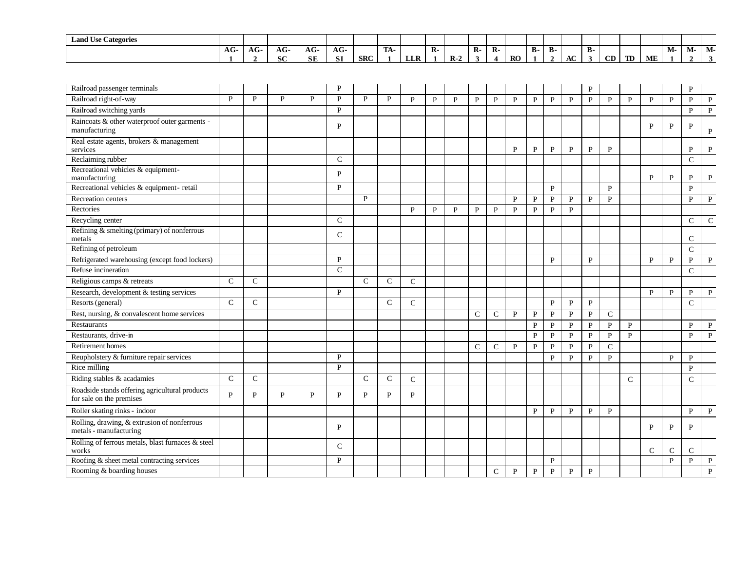| Land Use Categories | AG-1 | AG-2 | AG-SC | AG-SE | AG-SI | SRC | TA-1 | LLR | R-1 | R-2 | R-3 | R-4 | RO | B-1 | B-2 | AC | B-3 | CD | TD | ME | M-1 | M-2 | M-3 |
|---|---|---|---|---|---|---|---|---|---|---|---|---|---|---|---|---|---|---|---|---|---|---|---|
| Railroad passenger terminals | | | | | P | | | | | | | | | | | | P | | | | | P | |
| Railroad right-of-way | P | P | P | P | P | P | P | P | P | P | P | P | P | P | P | P | P | P | P | P | P | P | P |
| Railroad switching yards | | | | | P | | | | | | | | | | | | | | | | | P | P |
| Raincoats & other waterproof outer garments - manufacturing | | | | | P | | | | | | | | | | | | | | | P | P | P | P |
| Real estate agents, brokers & management services | | | | | | | | | | | | | P | P | P | P | P | P | | | | P | P |
| Reclaiming rubber | | | | | C | | | | | | | | | | | | | | | | | C | |
| Recreational vehicles & equipment-manufacturing | | | | | P | | | | | | | | | | | | | | | P | P | P | P |
| Recreational vehicles & equipment- retail | | | | | P | | | | | | | | | | P | | | P | | | | P | |
| Recreation centers | | | | | | P | | | | | | | P | P | P | P | P | P | | | | P | P |
| Rectories | | | | | | | | P | P | P | P | P | P | P | P | P | | | | | | | |
| Recycling center | | | | | C | | | | | | | | | | | | | | | | | C | C |
| Refining & smelting (primary) of nonferrous metals | | | | | C | | | | | | | | | | | | | | | | | C | |
| Refining of petroleum | | | | | | | | | | | | | | | | | | | | | | C | |
| Refrigerated warehousing (except food lockers) | | | | | P | | | | | | | | | | P | | P | | | P | P | P | P |
| Refuse incineration | | | | | C | | | | | | | | | | | | | | | | | C | |
| Religious camps & retreats | C | C | | | | C | C | C | | | | | | | | | | | | | | | |
| Research, development & testing services | | | | | P | | | | | | | | | | | | | | | P | P | P | P |
| Resorts (general) | C | C | | | | | C | C | | | | | | | | | | | | | | C | |
| Rest, nursing, & convalescent home services | | | | | | | | | | | C | C | P | P | P | P | P | C | | | | | |
| Restaurants | | | | | | | | | | | | | | P | P | P | P | P | P | | | P | P |
| Restaurants, drive-in | | | | | | | | | | | | | | P | P | P | P | P | P | | | P | P |
| Retirement homes | | | | | | | | | | | C | C | P | P | P | P | P | C | | | | | |
| Reupholstery & furniture repair services | | | | | P | | | | | | | | | | P | P | P | P | | | P | P | |
| Rice milling | | | | | P | | | | | | | | | | | | | | | | | P | |
| Riding stables & acadamies | C | C | | | | C | C | C | | | | | | | | | | | C | | | C | |
| Roadside stands offering agricultural products for sale on the premises | P | P | P | P | P | P | P | P | | | | | | | | | | | | | | | |
| Roller skating rinks - indoor | | | | | | | | | | | | | | P | P | P | P | P | | | | P | P |
| Rolling, drawing, & extrusion of nonferrous metals - manufacturing | | | | | P | | | | | | | | | | | | | | | P | P | P | |
| Rolling of ferrous metals, blast furnaces & steel works | | | | | C | | | | | | | | | | | | | | | C | C | C | |
| Roofing & sheet metal contracting services | | | | | P | | | | | | | | | | P | | | | | | P | P | P |
| Rooming & boarding houses | | | | | | | | | | | | C | P | P | P | P | P | | | | | | P |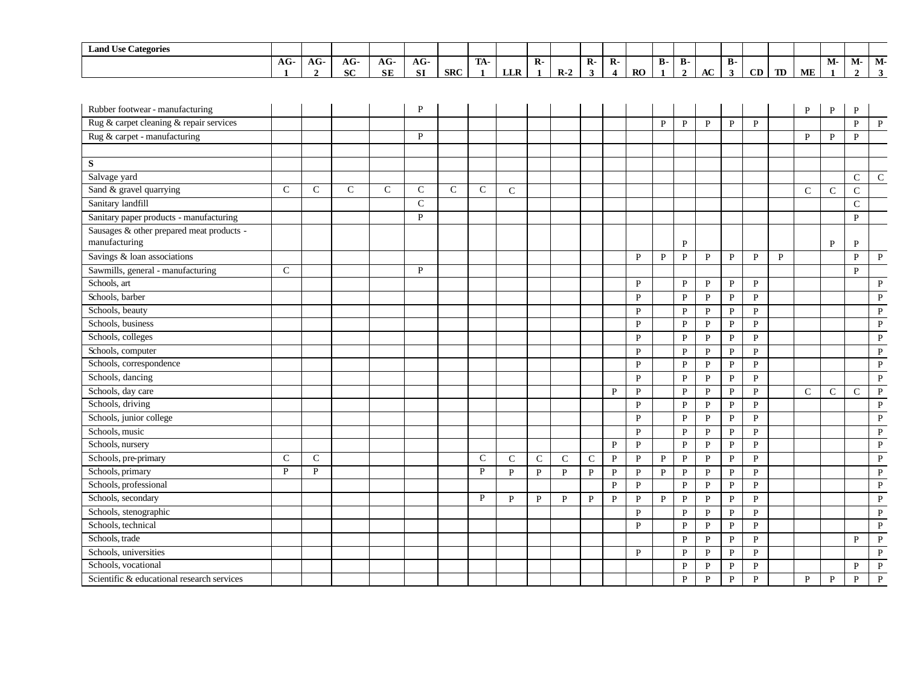| Land Use Categories | AG-1 | AG-2 | AG-SC | AG-SE | AG-SI | SRC | TA-1 | LLR | R-1 | R-2 | R-3 | R-4 | RO | B-1 | B-2 | AC | B-3 | CD | TD | ME | M-1 | M-2 | M-3 |
|---|---|---|---|---|---|---|---|---|---|---|---|---|---|---|---|---|---|---|---|---|---|---|---|
| Rubber footwear - manufacturing | | | | | P | | | | | | | | | | | | | | | P | P | P | |
| Rug & carpet cleaning & repair services | | | | | | | | | | | | | | P | P | P | P | P | | | | P | P |
| Rug & carpet - manufacturing | | | | | P | | | | | | | | | | | | | | | P | P | P | |
| | | | | | | | | | | | | | | | | | | | | | | | |
| **S** | | | | | | | | | | | | | | | | | | | | | | | |
| Salvage yard | | | | | | | | | | | | | | | | | | | | | | C | C |
| Sand & gravel quarrying | C | C | C | C | C | C | C | C | | | | | | | | | | | | C | C | C | |
| Sanitary landfill | | | | | C | | | | | | | | | | | | | | | | | C | |
| Sanitary paper products - manufacturing | | | | | P | | | | | | | | | | | | | | | | | P | |
| Sausages & other prepared meat products - manufacturing | | | | | | | | | | | | | | | P | | | | | | P | P | |
| Savings & loan associations | | | | | | | | | | | | | P | P | P | P | P | P | P | | | P | P |
| Sawmills, general - manufacturing | C | | | | P | | | | | | | | | | | | | | | | | P | |
| Schools, art | | | | | | | | | | | | | P | | P | P | P | P | | | | | P |
| Schools, barber | | | | | | | | | | | | | P | | P | P | P | P | | | | | P |
| Schools, beauty | | | | | | | | | | | | | P | | P | P | P | P | | | | | P |
| Schools, business | | | | | | | | | | | | | P | | P | P | P | P | | | | | P |
| Schools, colleges | | | | | | | | | | | | | P | | P | P | P | P | | | | | P |
| Schools, computer | | | | | | | | | | | | | P | | P | P | P | P | | | | | P |
| Schools, correspondence | | | | | | | | | | | | | P | | P | P | P | P | | | | | P |
| Schools, dancing | | | | | | | | | | | | | P | | P | P | P | P | | | | | P |
| Schools, day care | | | | | | | | | | | | P | P | | P | P | P | P | | C | C | C | P |
| Schools, driving | | | | | | | | | | | | | P | | P | P | P | P | | | | | P |
| Schools, junior college | | | | | | | | | | | | | P | | P | P | P | P | | | | | P |
| Schools, music | | | | | | | | | | | | | P | | P | P | P | P | | | | | P |
| Schools, nursery | | | | | | | | | | | | P | P | | P | P | P | P | | | | | P |
| Schools, pre-primary | C | C | | | | | C | C | C | C | C | P | P | P | P | P | P | P | | | | | P |
| Schools, primary | P | P | | | | | P | P | P | P | P | P | P | P | P | P | P | P | | | | | P |
| Schools, professional | | | | | | | | | | | | P | P | | P | P | P | P | | | | | P |
| Schools, secondary | | | | | | | P | P | P | P | P | P | P | P | P | P | P | P | | | | | P |
| Schools, stenographic | | | | | | | | | | | | | P | | P | P | P | P | | | | | P |
| Schools, technical | | | | | | | | | | | | | P | | P | P | P | P | | | | | P |
| Schools, trade | | | | | | | | | | | | | | | P | P | P | P | | | | P | P |
| Schools, universities | | | | | | | | | | | | | P | | P | P | P | P | | | | | P |
| Schools, vocational | | | | | | | | | | | | | | | P | P | P | P | | | | P | P |
| Scientific & educational research services | | | | | | | | | | | | | | | P | P | P | P | | P | P | P | P |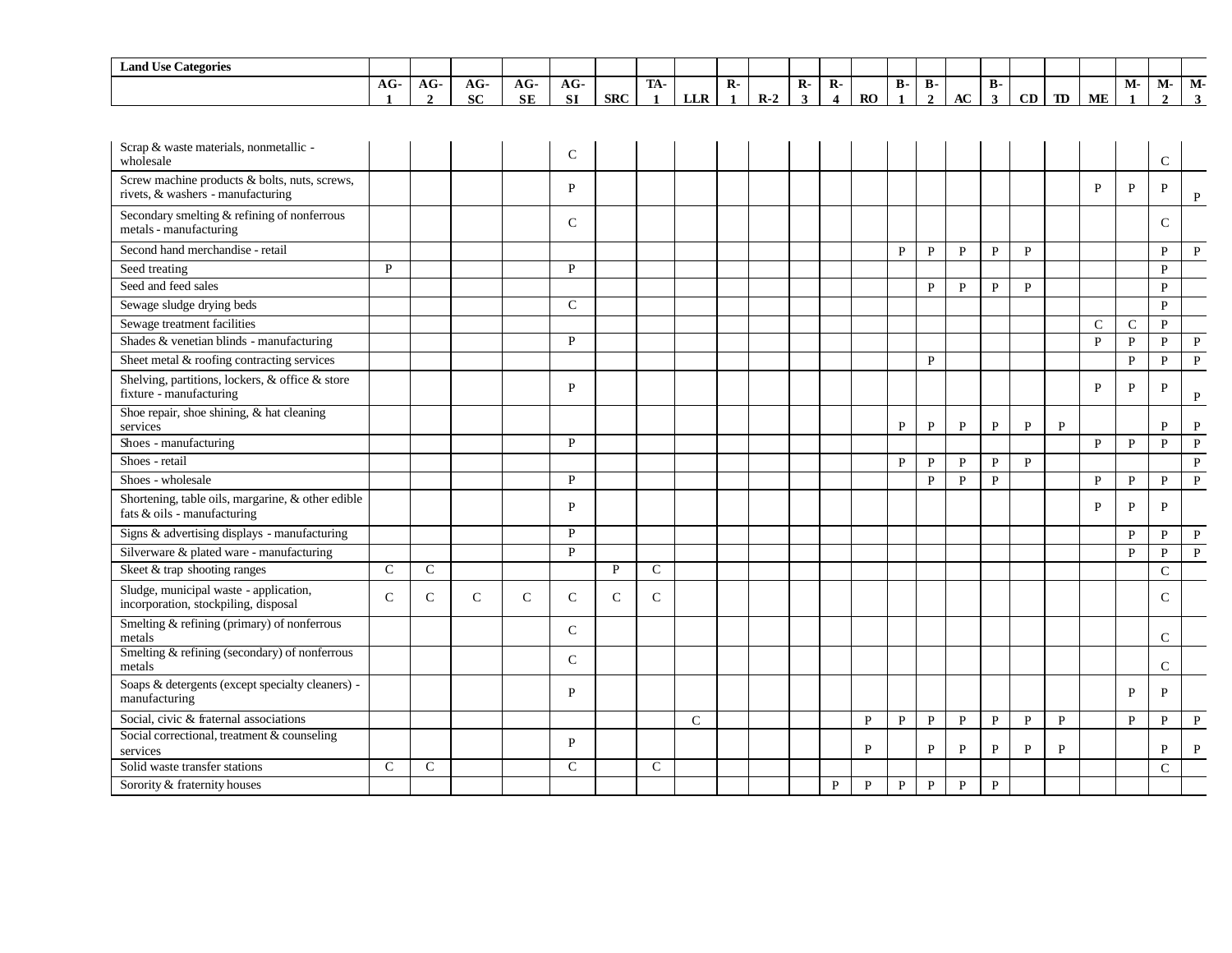| Land Use Categories | | | | | | | | | | | | | | | | | | | | | | | |
|---|---|---|---|---|---|---|---|---|---|---|---|---|---|---|---|---|---|---|---|---|---|---|---|
| | AG-1 | AG-2 | AG-SC | AG-SE | AG-SI | SRC | TA-1 | LLR | R-1 | R-2 | R-3 | R-4 | RO | B-1 | B-2 | AC | B-3 | CD | TD | ME | M-1 | M-2 | M-3 |
| Scrap & waste materials, nonmetallic - wholesale | | | | | C | | | | | | | | | | | | | | | | | C | |
| Screw machine products & bolts, nuts, screws, rivets, & washers - manufacturing | | | | | P | | | | | | | | | | | | | | | P | P | P | P |
| Secondary smelting & refining of nonferrous metals - manufacturing | | | | | C | | | | | | | | | | | | | | | | | C | |
| Second hand merchandise - retail | | | | | | | | | | | | | | P | P | P | P | P | | | | P | P |
| Seed treating | P | | | | P | | | | | | | | | | | | | | | | | P | |
| Seed and feed sales | | | | | | | | | | | | | | | P | P | P | P | | | | P | |
| Sewage sludge drying beds | | | | | C | | | | | | | | | | | | | | | | | P | |
| Sewage treatment facilities | | | | | | | | | | | | | | | | | | | | C | C | P | |
| Shades & venetian blinds - manufacturing | | | | | P | | | | | | | | | | | | | | | P | P | P | P |
| Sheet metal & roofing contracting services | | | | | | | | | | | | | | | P | | | | | | P | P | P |
| Shelving, partitions, lockers, & office & store fixture - manufacturing | | | | | P | | | | | | | | | | | | | | | P | P | P | P |
| Shoe repair, shoe shining, & hat cleaning services | | | | | | | | | | | | | | P | P | P | P | P | P | | | P | P |
| Shoes - manufacturing | | | | | P | | | | | | | | | | | | | | | P | P | P | P |
| Shoes - retail | | | | | | | | | | | | | | P | P | P | P | P | | | | | P |
| Shoes - wholesale | | | | | P | | | | | | | | | | P | P | P | | | P | P | P | P |
| Shortening, table oils, margarine, & other edible fats & oils - manufacturing | | | | | P | | | | | | | | | | | | | | | P | P | P | |
| Signs & advertising displays - manufacturing | | | | | P | | | | | | | | | | | | | | | | P | P | P |
| Silverware & plated ware - manufacturing | | | | | P | | | | | | | | | | | | | | | | P | P | P |
| Skeet & trap shooting ranges | C | C | | | | P | C | | | | | | | | | | | | | | | C | |
| Sludge, municipal waste - application, incorporation, stockpiling, disposal | C | C | C | C | C | C | C | | | | | | | | | | | | | | | C | |
| Smelting & refining (primary) of nonferrous metals | | | | | C | | | | | | | | | | | | | | | | | C | |
| Smelting & refining (secondary) of nonferrous metals | | | | | C | | | | | | | | | | | | | | | | | C | |
| Soaps & detergents (except specialty cleaners) - manufacturing | | | | | P | | | | | | | | | | | | | | | | P | P | |
| Social, civic & fraternal associations | | | | | | | | C | | | | | P | P | P | P | P | P | P | | P | P | P |
| Social correctional, treatment & counseling services | | | | | P | | | | | | | | P | | P | P | P | P | P | | | P | P |
| Solid waste transfer stations | C | C | | | C | | C | | | | | | | | | | | | | | | C | |
| Sorority & fraternity houses | | | | | | | | | | | | P | P | P | P | P | P | | | | | | |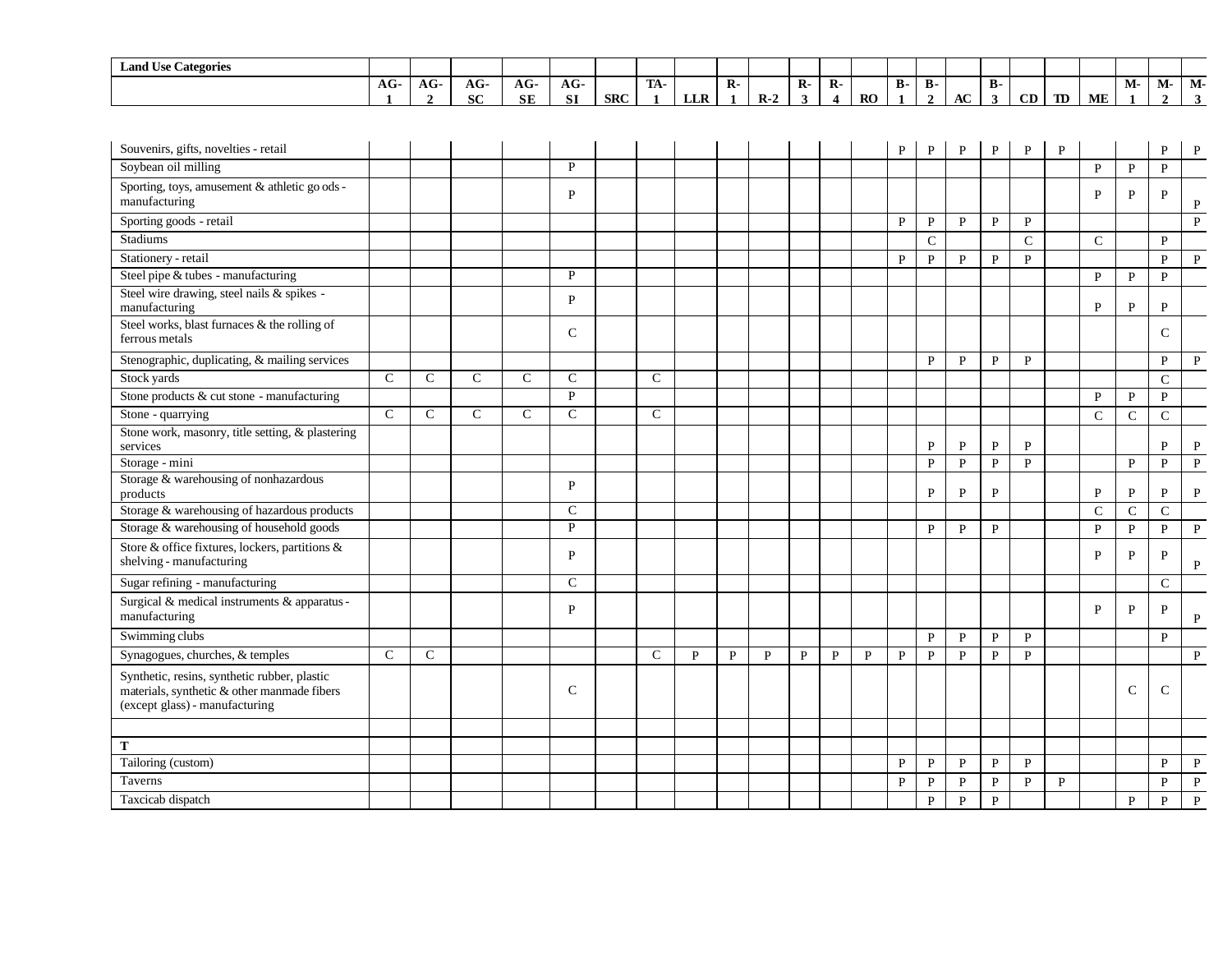| Land Use Categories | AG-1 | AG-2 | AG-SC | AG-SE | AG-SI | SRC | TA-1 | LLR | R-1 | R-2 | R-3 | R-4 | RO | B-1 | B-2 | AC | B-3 | CD | TD | ME | M-1 | M-2 | M-3 |
|---|---|---|---|---|---|---|---|---|---|---|---|---|---|---|---|---|---|---|---|---|---|---|---|
| Souvenirs, gifts, novelties - retail | | | | | | | | | | | | | | P | P | P | P | P | P | | | P | P |
| Soybean oil milling | | | | | P | | | | | | | | | | | | | | | P | P | P | |
| Sporting, toys, amusement & athletic go ods - manufacturing | | | | | P | | | | | | | | | | | | | | | P | P | P | P |
| Sporting goods - retail | | | | | | | | | | | | | | P | P | P | P | P | | | | | P |
| Stadiums | | | | | | | | | | | | | | | C | | | C | | C | | P | |
| Stationery - retail | | | | | | | | | | | | | | P | P | P | P | P | | | | P | P |
| Steel pipe & tubes - manufacturing | | | | | P | | | | | | | | | | | | | | | P | P | P | |
| Steel wire drawing, steel nails & spikes - manufacturing | | | | | P | | | | | | | | | | | | | | | P | P | P | |
| Steel works, blast furnaces & the rolling of ferrous metals | | | | | C | | | | | | | | | | | | | | | | | C | |
| Stenographic, duplicating, & mailing services | | | | | | | | | | | | | | | P | P | P | P | | | | P | P |
| Stock yards | C | C | C | C | C | | C | | | | | | | | | | | | | | | C | |
| Stone products & cut stone - manufacturing | | | | | P | | | | | | | | | | | | | | | P | P | P | |
| Stone - quarrying | C | C | C | C | C | | C | | | | | | | | | | | | | C | C | C | |
| Stone work, masonry, title setting, & plastering services | | | | | | | | | | | | | | | P | P | P | P | | | | P | P |
| Storage - mini | | | | | | | | | | | | | | | P | P | P | P | | | P | P | P |
| Storage & warehousing of nonhazardous products | | | | | P | | | | | | | | | | P | P | P | | | P | P | P | P |
| Storage & warehousing of hazardous products | | | | | C | | | | | | | | | | | | | | | C | C | C | |
| Storage & warehousing of household goods | | | | | P | | | | | | | | | | P | P | P | | | P | P | P | P |
| Store & office fixtures, lockers, partitions & shelving - manufacturing | | | | | P | | | | | | | | | | | | | | | P | P | P | P |
| Sugar refining - manufacturing | | | | | C | | | | | | | | | | | | | | | | | C | |
| Surgical & medical instruments & apparatus - manufacturing | | | | | P | | | | | | | | | | | | | | | P | P | P | P |
| Swimming clubs | | | | | | | | | | | | | | | P | P | P | P | | | | P | |
| Synagogues, churches, & temples | C | C | | | | | C | P | P | P | P | P | P | P | P | P | P | P | | | | | P |
| Synthetic, resins, synthetic rubber, plastic materials, synthetic & other manmade fibers (except glass) - manufacturing | | | | | C | | | | | | | | | | | | | | | | C | C | |
| | | | | | | | | | | | | | | | | | | | | | | | |
| **T** | | | | | | | | | | | | | | | | | | | | | | | |
| Tailoring (custom) | | | | | | | | | | | | | | P | P | P | P | P | | | | P | P |
| Taverns | | | | | | | | | | | | | | P | P | P | P | P | P | | | P | P |
| Taxicab dispatch | | | | | | | | | | | | | | | P | P | P | | | | P | P | P |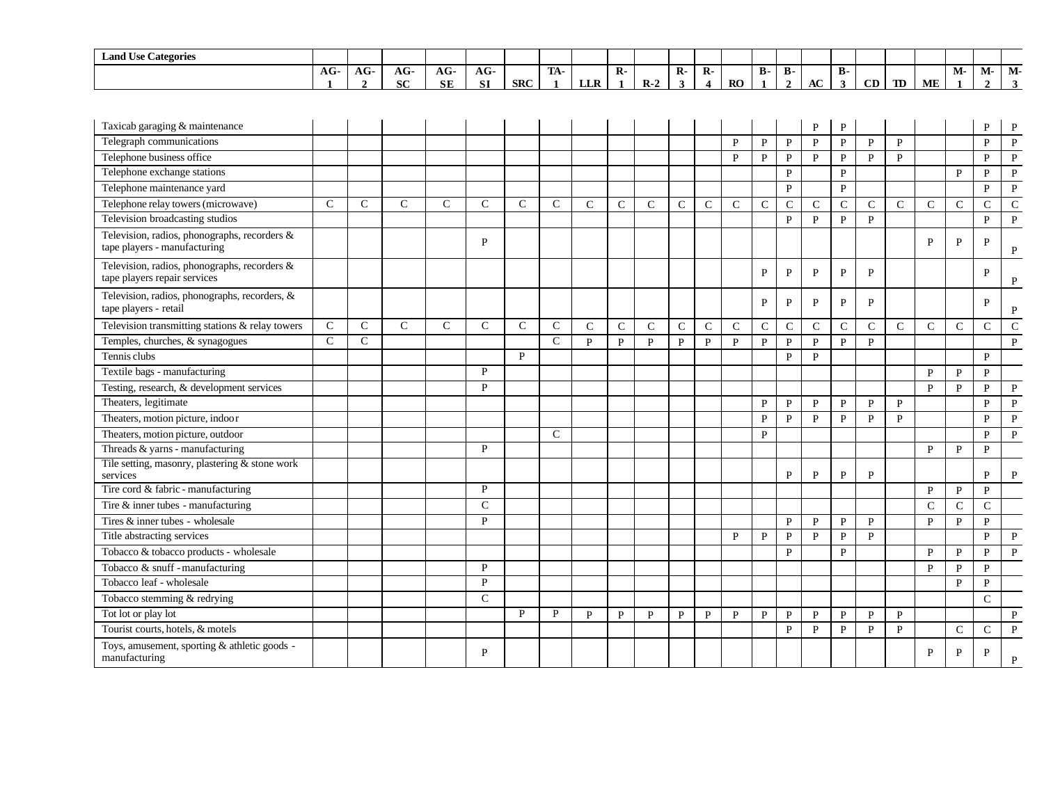| Land Use Categories | AG-1 | AG-2 | AG-SC | AG-SE | AG-SI | SRC | TA-1 | LLR | R-1 | R-2 | R-3 | R-4 | RO | B-1 | B-2 | AC | B-3 | CD | TD | ME | M-1 | M-2 | M-3 |
|---|---|---|---|---|---|---|---|---|---|---|---|---|---|---|---|---|---|---|---|---|---|---|---|
| Taxicab garaging & maintenance | | | | | | | | | | | | | | | | P | P | | | | | P | P |
| Telegraph communications | | | | | | | | | | | | | P | P | P | P | P | P | P | | | P | P |
| Telephone business office | | | | | | | | | | | | | P | P | P | P | P | P | P | | | P | P |
| Telephone exchange stations | | | | | | | | | | | | | | | P | | P | | | | P | P | P |
| Telephone maintenance yard | | | | | | | | | | | | | | | P | | P | | | | | P | P |
| Telephone relay towers (microwave) | C | C | C | C | C | C | C | C | C | C | C | C | C | C | C | C | C | C | C | C | C | C | C |
| Television broadcasting studios | | | | | | | | | | | | | | | P | P | P | P | | | | P | P |
| Television, radios, phonographs, recorders & tape players - manufacturing | | | | | P | | | | | | | | | | | | | | | P | P | P | P |
| Television, radios, phonographs, recorders & tape players repair services | | | | | | | | | | | | | | P | P | P | P | P | | | | P | P |
| Television, radios, phonographs, recorders, & tape players - retail | | | | | | | | | | | | | | P | P | P | P | P | | | | P | P |
| Television transmitting stations & relay towers | C | C | C | C | C | C | C | C | C | C | C | C | C | C | C | C | C | C | C | C | C | C | C |
| Temples, churches, & synagogues | C | C | | | | | C | P | P | P | P | P | P | P | P | P | P | P | | | | | P |
| Tennis clubs | | | | | | P | | | | | | | | | P | P | | | | | | P | |
| Textile bags - manufacturing | | | | | P | | | | | | | | | | | | | | | P | P | P | |
| Testing, research, & development services | | | | | P | | | | | | | | | | | | | | | P | P | P | P |
| Theaters, legitimate | | | | | | | | | | | | | | P | P | P | P | P | P | | | P | P |
| Theaters, motion picture, indoor | | | | | | | | | | | | | | P | P | P | P | P | P | | | P | P |
| Theaters, motion picture, outdoor | | | | | | | C | | | | | | | P | | | | | | | | P | P |
| Threads & yarns - manufacturing | | | | | P | | | | | | | | | | | | | | | P | P | P | |
| Tile setting, masonry, plastering & stone work services | | | | | | | | | | | | | | | P | P | P | P | | | | P | P |
| Tire cord & fabric - manufacturing | | | | | P | | | | | | | | | | | | | | | P | P | P | |
| Tire & inner tubes - manufacturing | | | | | C | | | | | | | | | | | | | | | C | C | C | |
| Tires & inner tubes - wholesale | | | | | P | | | | | | | | | | P | P | P | P | | P | P | P | |
| Title abstracting services | | | | | | | | | | | | | P | P | P | P | P | P | | | | P | P |
| Tobacco & tobacco products - wholesale | | | | | | | | | | | | | | | P | | P | | | P | P | P | P |
| Tobacco & snuff - manufacturing | | | | | P | | | | | | | | | | | | | | | P | P | P | |
| Tobacco leaf - wholesale | | | | | P | | | | | | | | | | | | | | | | P | P | |
| Tobacco stemming & redrying | | | | | C | | | | | | | | | | | | | | | | | C | |
| Tot lot or play lot | | | | | | P | P | P | P | P | P | P | P | P | P | P | P | P | P | | | | P |
| Tourist courts, hotels, & motels | | | | | | | | | | | | | | | P | P | P | P | P | | C | C | P |
| Toys, amusement, sporting & athletic goods - manufacturing | | | | | P | | | | | | | | | | | | | | | P | P | P | P |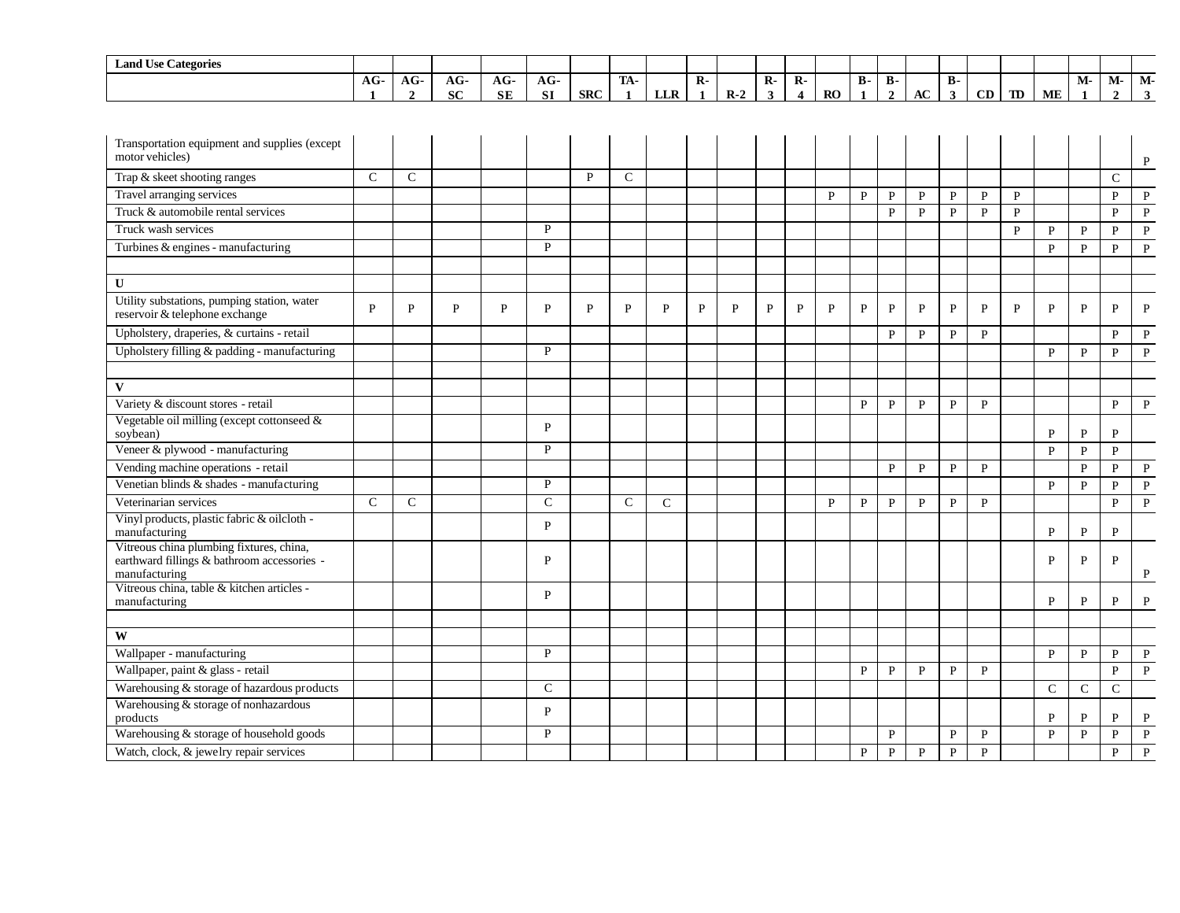| Land Use Categories | AG-1 | AG-2 | AG-SC | AG-SE | AG-SI | SRC | TA-1 | LLR | R-1 | R-2 | R-3 | R-4 | RO | B-1 | B-2 | AC | B-3 | CD | TD | ME | M-1 | M-2 | M-3 |
|---|---|---|---|---|---|---|---|---|---|---|---|---|---|---|---|---|---|---|---|---|---|---|---|
| Transportation equipment and supplies (except motor vehicles) | | | | | | | | | | | | | | | | | | | | | | | P |
| Trap & skeet shooting ranges | C | C | | | | P | C | | | | | | | | | | | | | | | C | |
| Travel arranging services | | | | | | | | | | | | | P | P | P | P | P | P | P | | | P | P |
| Truck & automobile rental services | | | | | | | | | | | | | | | P | P | P | P | P | | | P | P |
| Truck wash services | | | | | P | | | | | | | | | | | | | | P | P | P | P | P |
| Turbines & engines - manufacturing | | | | | P | | | | | | | | | | | | | | | P | P | P | P |
| | | | | | | | | | | | | | | | | | | | | | | | |
| **U** | | | | | | | | | | | | | | | | | | | | | | | |
| Utility substations, pumping station, water reservoir & telephone exchange | P | P | P | P | P | P | P | P | P | P | P | P | P | P | P | P | P | P | P | P | P | P | P |
| Upholstery, draperies, & curtains - retail | | | | | | | | | | | | | | | P | P | P | P | | | | P | P |
| Upholstery filling & padding - manufacturing | | | | | P | | | | | | | | | | | | | | | P | P | P | P |
| | | | | | | | | | | | | | | | | | | | | | | | |
| **V** | | | | | | | | | | | | | | | | | | | | | | | |
| Variety & discount stores - retail | | | | | | | | | | | | | | P | P | P | P | P | | | | P | P |
| Vegetable oil milling (except cottonseed & soybean) | | | | | P | | | | | | | | | | | | | | | P | P | P | |
| Veneer & plywood - manufacturing | | | | | P | | | | | | | | | | | | | | | P | P | P | |
| Vending machine operations - retail | | | | | | | | | | | | | | | P | P | P | P | | | P | P | P |
| Venetian blinds & shades - manufacturing | | | | | P | | | | | | | | | | | | | | | P | P | P | P |
| Veterinarian services | C | C | | | C | | C | C | | | | | P | P | P | P | P | P | | | | P | P |
| Vinyl products, plastic fabric & oilcloth - manufacturing | | | | | P | | | | | | | | | | | | | | | P | P | P | |
| Vitreous china plumbing fixtures, china, earthward fillings & bathroom accessories - manufacturing | | | | | P | | | | | | | | | | | | | | | P | P | P | P |
| Vitreous china, table & kitchen articles - manufacturing | | | | | P | | | | | | | | | | | | | | | P | P | P | P |
| | | | | | | | | | | | | | | | | | | | | | | | |
| **W** | | | | | | | | | | | | | | | | | | | | | | | |
| Wallpaper - manufacturing | | | | | P | | | | | | | | | | | | | | | P | P | P | P |
| Wallpaper, paint & glass - retail | | | | | | | | | | | | | | P | P | P | P | P | | | | P | P |
| Warehousing & storage of hazardous products | | | | | C | | | | | | | | | | | | | | | C | C | C | |
| Warehousing & storage of nonhazardous products | | | | | P | | | | | | | | | | | | | | | P | P | P | P |
| Warehousing & storage of household goods | | | | | P | | | | | | | | | | P | | P | P | | P | P | P | P |
| Watch, clock, & jewelry repair services | | | | | | | | | | | | | | P | P | P | P | P | | | | P | P |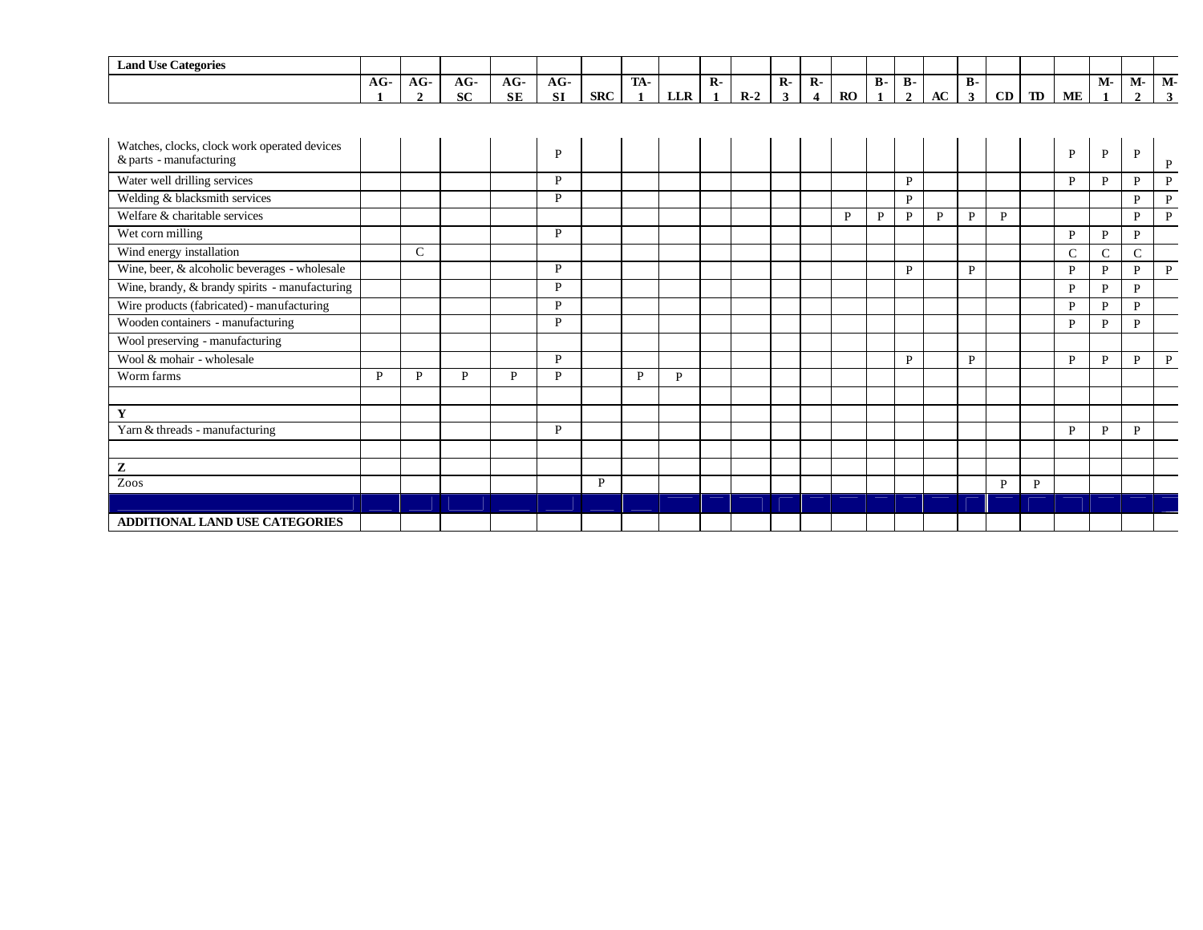| Land Use Categories | AG-1 | AG-2 | AG-SC | AG-SE | AG-SI | SRC | TA-1 | LLR | R-1 | R-2 | R-3 | R-4 | RO | B-1 | B-2 | AC | B-3 | CD | TD | ME | M-1 | M-2 | M-3 |
|---|---|---|---|---|---|---|---|---|---|---|---|---|---|---|---|---|---|---|---|---|---|---|---|
| Watches, clocks, clock work operated devices & parts - manufacturing | | | | | P | | | | | | | | | | | | | | | P | P | P | P |
| Water well drilling services | | | | | P | | | | | | | | | | P | | | | | P | P | P | P |
| Welding & blacksmith services | | | | | P | | | | | | | | | | P | | | | | | | P | P |
| Welfare & charitable services | | | | | | | | | | | | | P | P | P | P | P | P | | | | P | P |
| Wet corn milling | | | | | P | | | | | | | | | | | | | | | P | P | P | |
| Wind energy installation | | C | | | | | | | | | | | | | | | | | | C | C | C | |
| Wine, beer, & alcoholic beverages - wholesale | | | | | P | | | | | | | | | | P | | P | | | P | P | P | P |
| Wine, brandy, & brandy spirits - manufacturing | | | | | P | | | | | | | | | | | | | | | P | P | P | |
| Wire products (fabricated) - manufacturing | | | | | P | | | | | | | | | | | | | | | P | P | P | |
| Wooden containers - manufacturing | | | | | P | | | | | | | | | | | | | | | P | P | P | |
| Wool preserving - manufacturing | | | | | | | | | | | | | | | | | | | | | | | |
| Wool & mohair - wholesale | | | | | P | | | | | | | | | | P | | P | | | P | P | P | P |
| Worm farms | P | P | P | P | P | | P | P | | | | | | | | | | | | | | | |
| | | | | | | | | | | | | | | | | | | | | | | | |
| **Y** | | | | | | | | | | | | | | | | | | | | | | | |
| Yarn & threads - manufacturing | | | | | P | | | | | | | | | | | | | | | P | P | P | |
| | | | | | | | | | | | | | | | | | | | | | | | |
| **Z** | | | | | | | | | | | | | | | | | | | | | | | |
| Zoos | | | | | | P | | | | | | | | | | | | P | P | | | | |
| | | | | | | | | | | | | | | | | | | | | | | | |
| **ADDITIONAL LAND USE CATEGORIES** | | | | | | | | | | | | | | | | | | | | | | | |